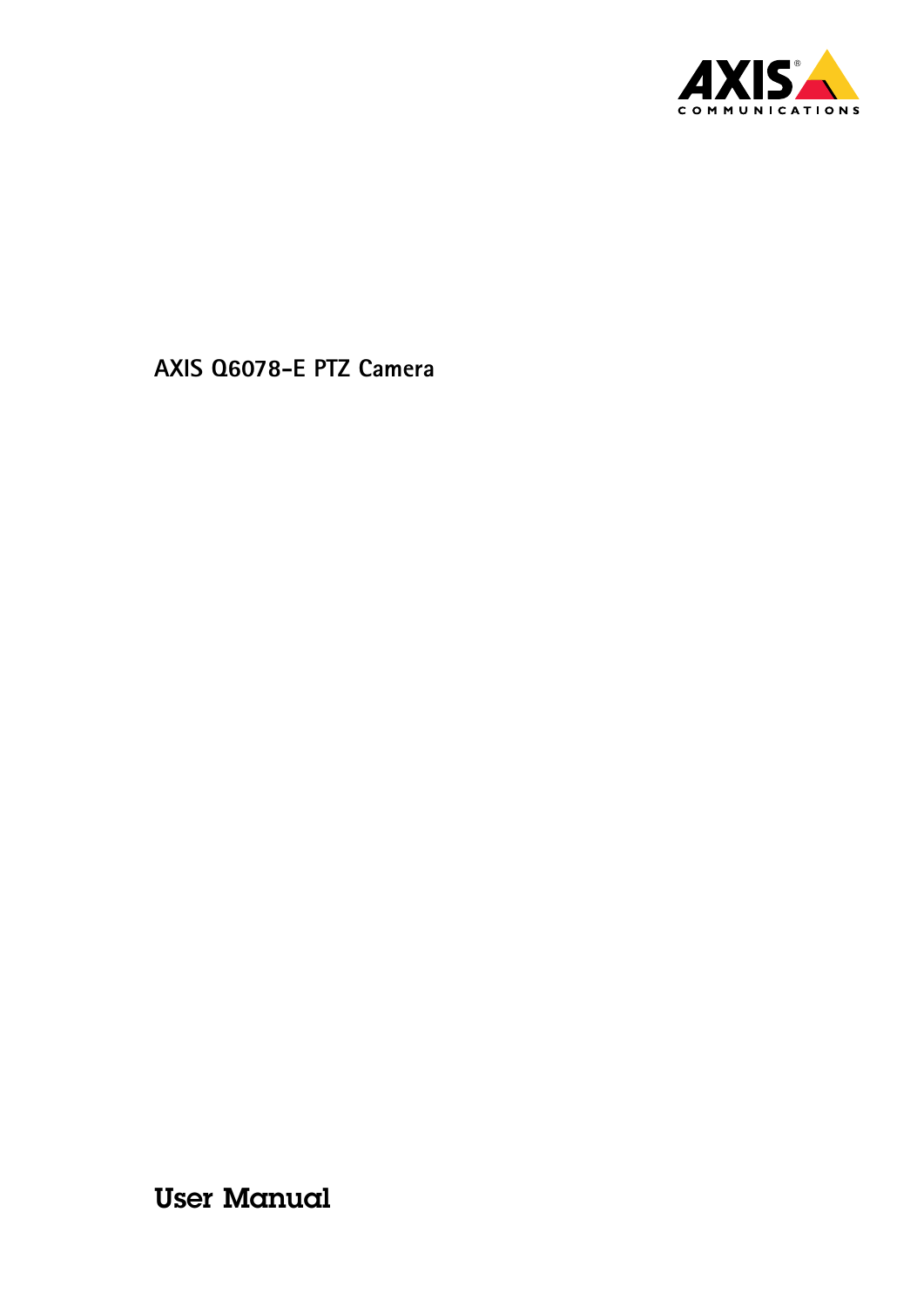# AXIS Q6078-E PTZ Camera

## User Manual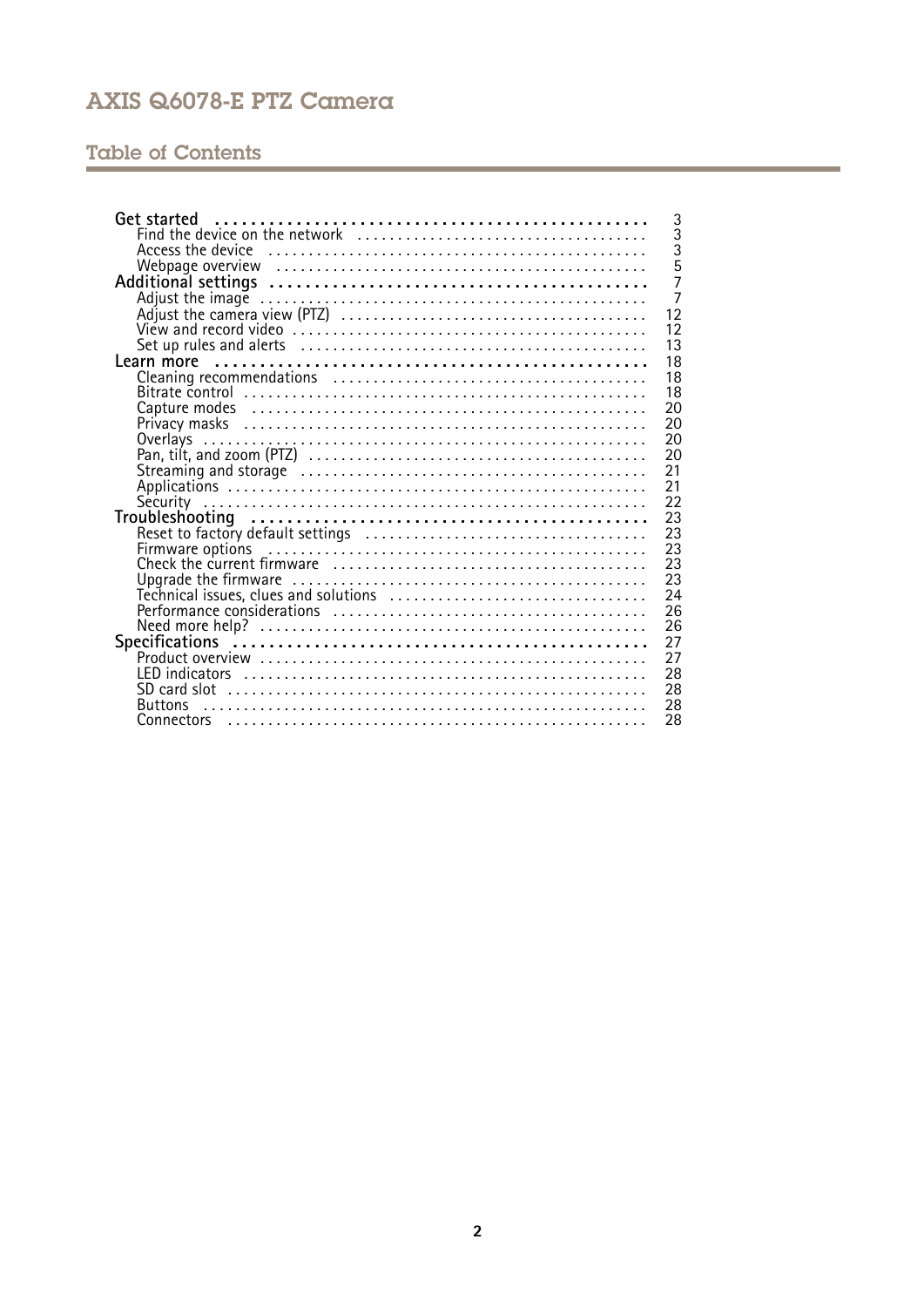# AXIS Q6078-E PTZ Camera

## Table of Contents

- **Get started** ... 3
  - Find the device on the network ... 3
  - Access the device ... 3
  - Webpage overview ... 5
- **Additional settings** ... 7
  - Adjust the image ... 7
  - Adjust the camera view (PTZ) ... 12
  - View and record video ... 12
  - Set up rules and alerts ... 13
- **Learn more** ... 18
  - Cleaning recommendations ... 18
  - Bitrate control ... 18
  - Capture modes ... 20
  - Privacy masks ... 20
  - Overlays ... 20
  - Pan, tilt, and zoom (PTZ) ... 20
  - Streaming and storage ... 21
  - Applications ... 21
  - Security ... 22
- **Troubleshooting** ... 23
  - Reset to factory default settings ... 23
  - Firmware options ... 23
  - Check the current firmware ... 23
  - Upgrade the firmware ... 23
  - Technical issues, clues and solutions ... 24
  - Performance considerations ... 26
  - Need more help? ... 26
- **Specifications** ... 27
  - Product overview ... 27
  - LED indicators ... 28
  - SD card slot ... 28
  - Buttons ... 28
  - Connectors ... 28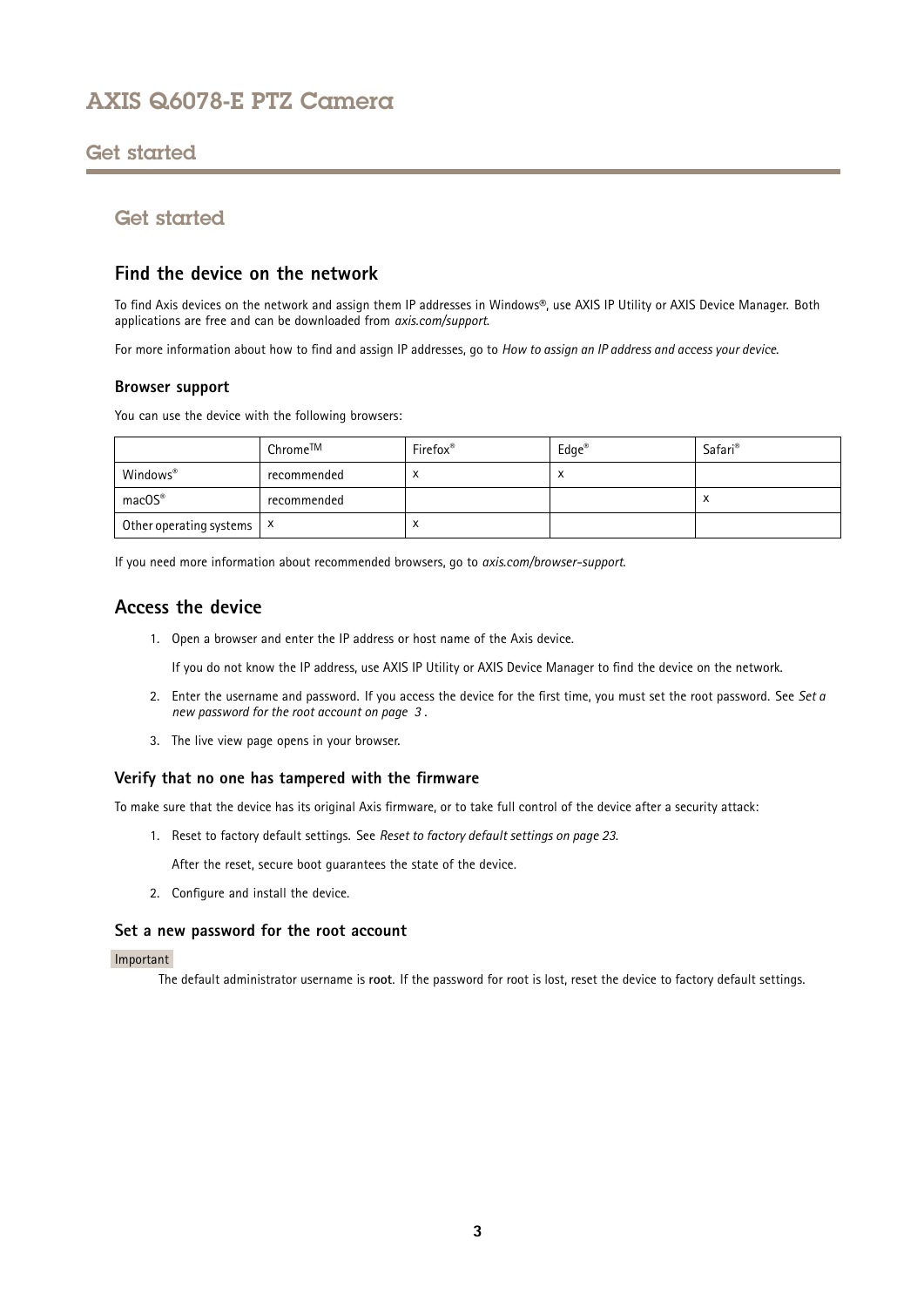## Get started

### Find the device on the network

To find Axis devices on the network and assign them IP addresses in Windows®, use AXIS IP Utility or AXIS Device Manager. Both applications are free and can be downloaded from *axis.com/support*.

For more information about how to find and assign IP addresses, go to *How to assign an IP address and access your device*.

#### Browser support

You can use the device with the following browsers:

| | Chrome™ | Firefox® | Edge® | Safari® |
|---|---|---|---|---|
| Windows® | recommended | x | x | |
| macOS® | recommended | | | x |
| Other operating systems | x | x | | |

If you need more information about recommended browsers, go to *axis.com/browser-support*.

### Access the device

1. Open a browser and enter the IP address or host name of the Axis device.

   If you do not know the IP address, use AXIS IP Utility or AXIS Device Manager to find the device on the network.

2. Enter the username and password. If you access the device for the first time, you must set the root password. See *Set a new password for the root account on page 3* .

3. The live view page opens in your browser.

#### Verify that no one has tampered with the firmware

To make sure that the device has its original Axis firmware, or to take full control of the device after a security attack:

1. Reset to factory default settings. See *Reset to factory default settings on page 23*.

   After the reset, secure boot guarantees the state of the device.

2. Configure and install the device.

#### Set a new password for the root account

Important

The default administrator username is **root**. If the password for root is lost, reset the device to factory default settings.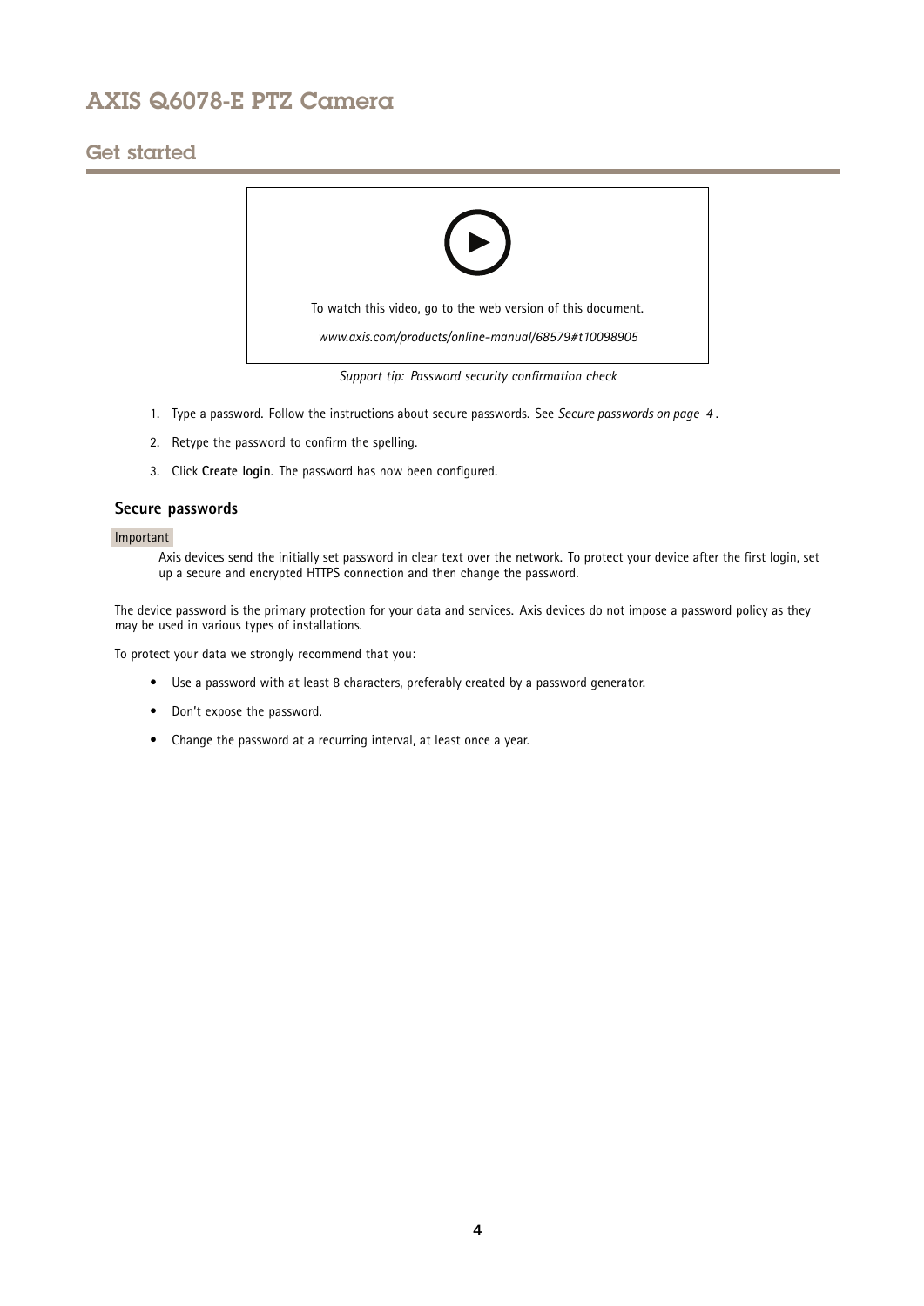To watch this video, go to the web version of this document.

*www.axis.com/products/online-manual/68579#t10098905*

*Support tip: Password security confirmation check*

1. Type a password. Follow the instructions about secure passwords. See *Secure passwords on page 4* .
2. Retype the password to confirm the spelling.
3. Click **Create login**. The password has now been configured.

### Secure passwords

Important

Axis devices send the initially set password in clear text over the network. To protect your device after the first login, set up a secure and encrypted HTTPS connection and then change the password.

The device password is the primary protection for your data and services. Axis devices do not impose a password policy as they may be used in various types of installations.

To protect your data we strongly recommend that you:

- Use a password with at least 8 characters, preferably created by a password generator.
- Don't expose the password.
- Change the password at a recurring interval, at least once a year.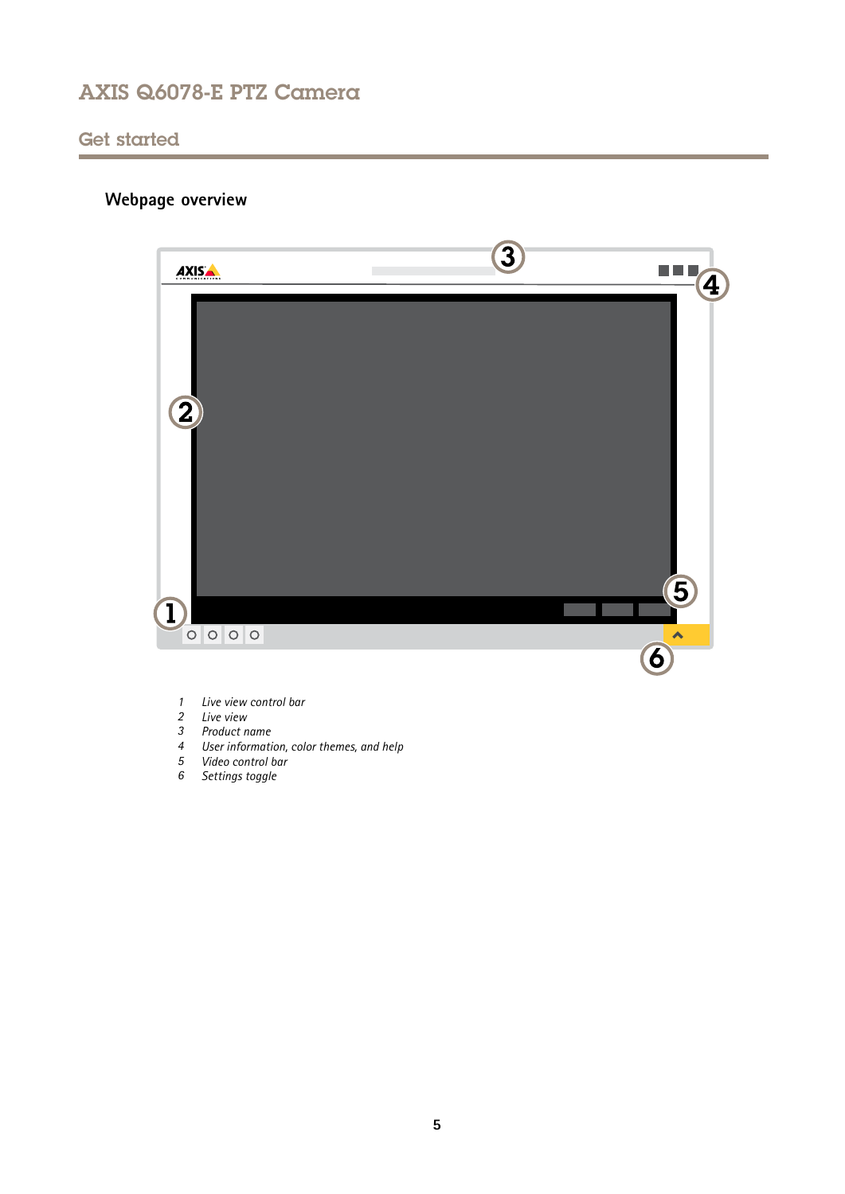## Webpage overview

1. *Live view control bar*
2. *Live view*
3. *Product name*
4. *User information, color themes, and help*
5. *Video control bar*
6. *Settings toggle*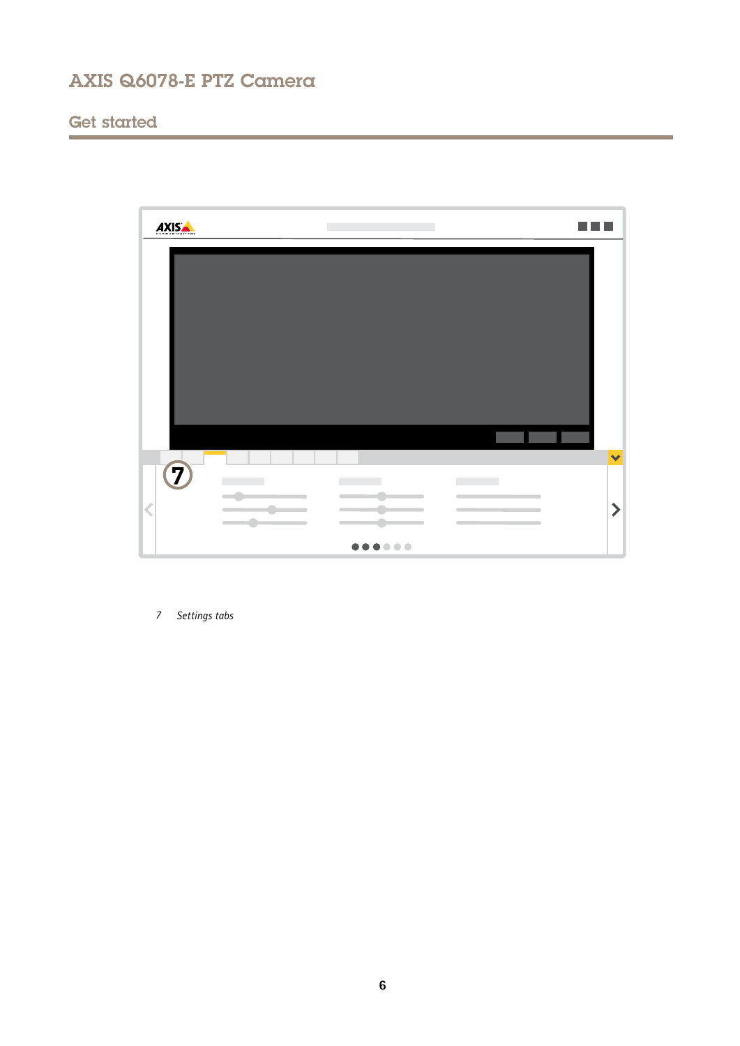7 *Settings tabs*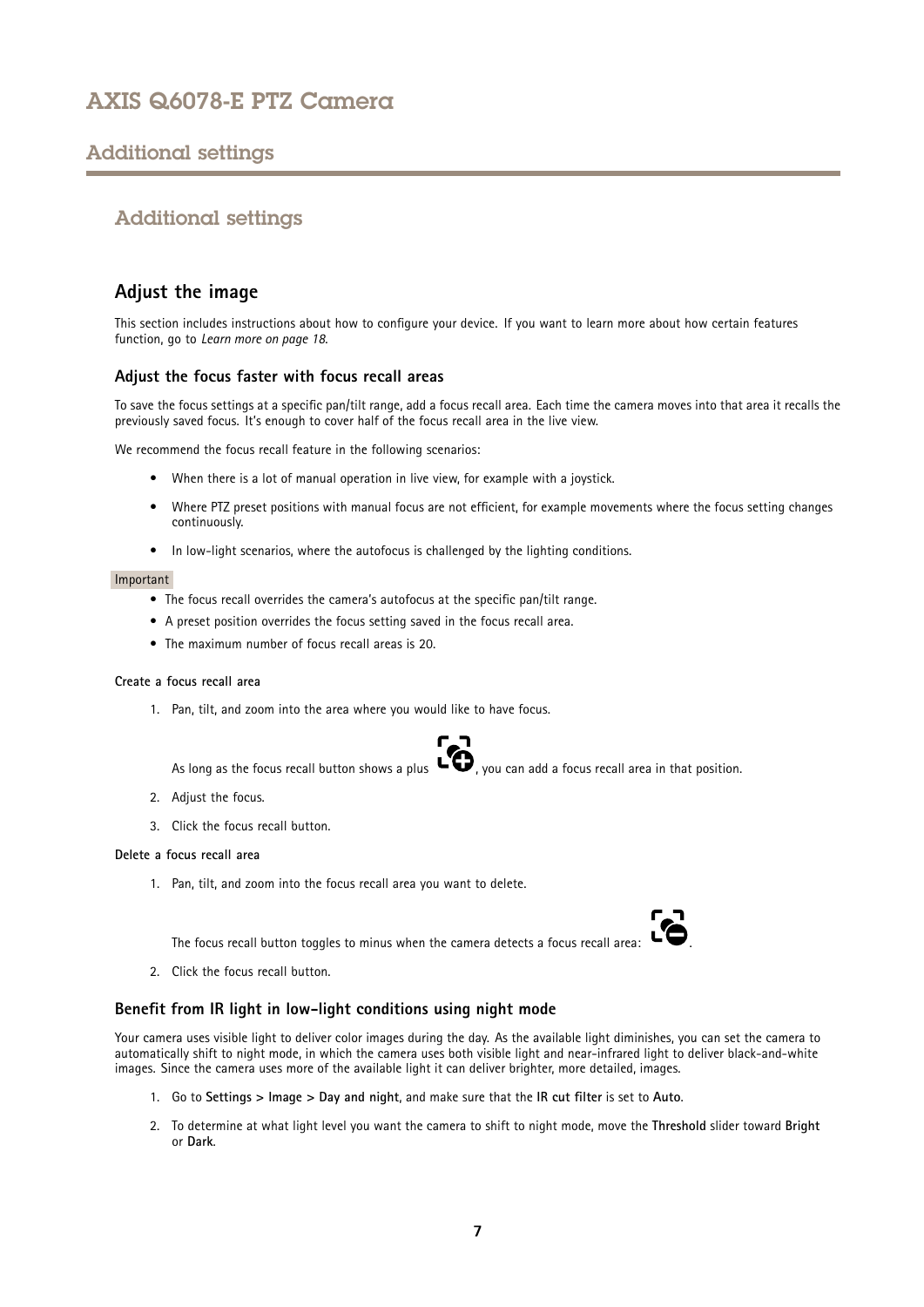## Additional settings

### Adjust the image

This section includes instructions about how to configure your device. If you want to learn more about how certain features function, go to *Learn more on page 18*.

#### Adjust the focus faster with focus recall areas

To save the focus settings at a specific pan/tilt range, add a focus recall area. Each time the camera moves into that area it recalls the previously saved focus. It's enough to cover half of the focus recall area in the live view.

We recommend the focus recall feature in the following scenarios:

- When there is a lot of manual operation in live view, for example with a joystick.
- Where PTZ preset positions with manual focus are not efficient, for example movements where the focus setting changes continuously.
- In low-light scenarios, where the autofocus is challenged by the lighting conditions.

Important

- The focus recall overrides the camera's autofocus at the specific pan/tilt range.
- A preset position overrides the focus setting saved in the focus recall area.
- The maximum number of focus recall areas is 20.

**Create a focus recall area**

1. Pan, tilt, and zoom into the area where you would like to have focus.

   As long as the focus recall button shows a plus, you can add a focus recall area in that position.

2. Adjust the focus.
3. Click the focus recall button.

**Delete a focus recall area**

1. Pan, tilt, and zoom into the focus recall area you want to delete.

   The focus recall button toggles to minus when the camera detects a focus recall area: .

2. Click the focus recall button.

#### Benefit from IR light in low-light conditions using night mode

Your camera uses visible light to deliver color images during the day. As the available light diminishes, you can set the camera to automatically shift to night mode, in which the camera uses both visible light and near-infrared light to deliver black-and-white images. Since the camera uses more of the available light it can deliver brighter, more detailed, images.

1. Go to **Settings > Image > Day and night**, and make sure that the **IR cut filter** is set to **Auto**.
2. To determine at what light level you want the camera to shift to night mode, move the **Threshold** slider toward **Bright** or **Dark**.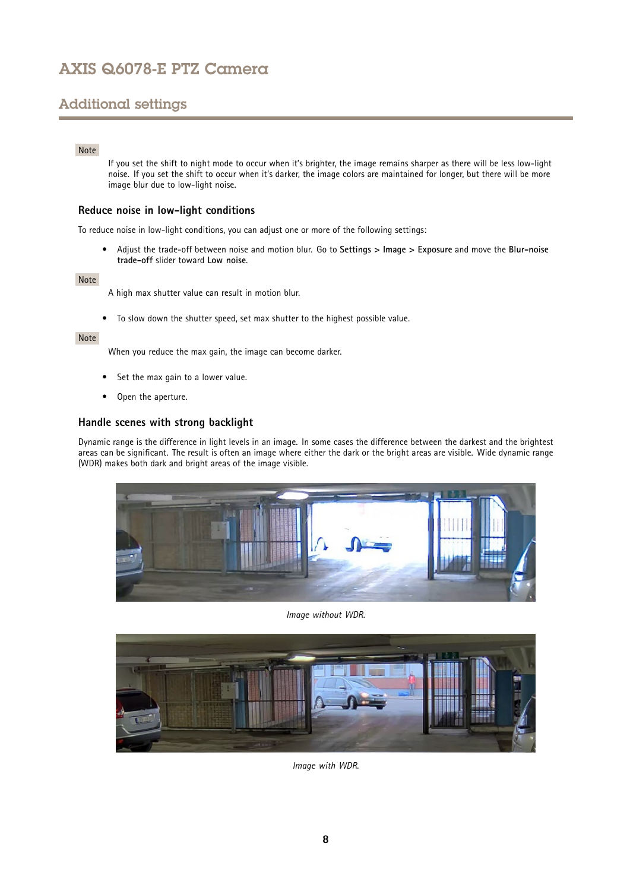## Additional settings

Note

If you set the shift to night mode to occur when it's brighter, the image remains sharper as there will be less low-light noise. If you set the shift to occur when it's darker, the image colors are maintained for longer, but there will be more image blur due to low-light noise.

### Reduce noise in low-light conditions

To reduce noise in low-light conditions, you can adjust one or more of the following settings:

- Adjust the trade-off between noise and motion blur. Go to **Settings > Image > Exposure** and move the **Blur-noise trade-off** slider toward **Low noise**.

Note

A high max shutter value can result in motion blur.

- To slow down the shutter speed, set max shutter to the highest possible value.

Note

When you reduce the max gain, the image can become darker.

- Set the max gain to a lower value.
- Open the aperture.

### Handle scenes with strong backlight

Dynamic range is the difference in light levels in an image. In some cases the difference between the darkest and the brightest areas can be significant. The result is often an image where either the dark or the bright areas are visible. Wide dynamic range (WDR) makes both dark and bright areas of the image visible.

*Image without WDR.*

*Image with WDR.*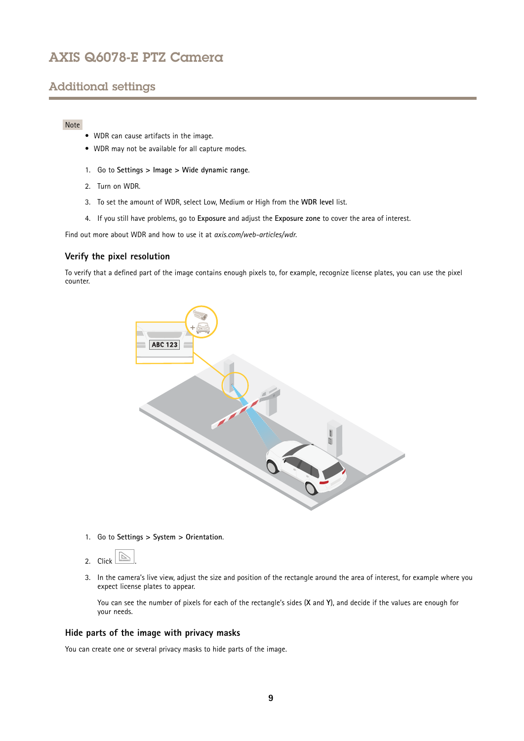## Additional settings

Note

- WDR can cause artifacts in the image.
- WDR may not be available for all capture modes.

1. Go to **Settings > Image > Wide dynamic range**.
2. Turn on WDR.
3. To set the amount of WDR, select Low, Medium or High from the **WDR level** list.
4. If you still have problems, go to **Exposure** and adjust the **Exposure zone** to cover the area of interest.

Find out more about WDR and how to use it at *axis.com/web-articles/wdr*.

### Verify the pixel resolution

To verify that a defined part of the image contains enough pixels to, for example, recognize license plates, you can use the pixel counter.

1. Go to **Settings > System > Orientation**.
2. Click .
3. In the camera's live view, adjust the size and position of the rectangle around the area of interest, for example where you expect license plates to appear.

   You can see the number of pixels for each of the rectangle's sides (**X** and **Y**), and decide if the values are enough for your needs.

### Hide parts of the image with privacy masks

You can create one or several privacy masks to hide parts of the image.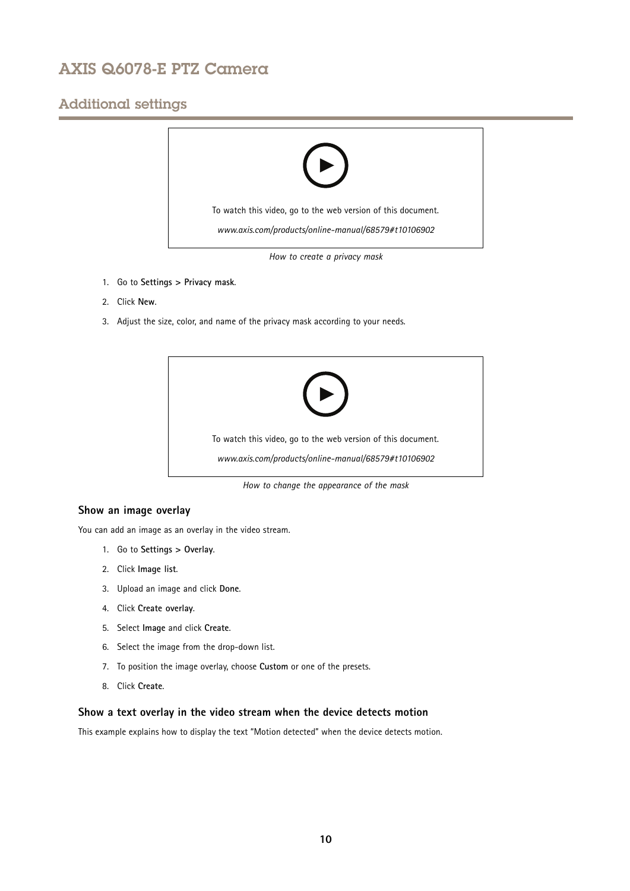To watch this video, go to the web version of this document.

*www.axis.com/products/online-manual/68579#t10106902*

*How to create a privacy mask*

1. Go to **Settings > Privacy mask**.
2. Click **New**.
3. Adjust the size, color, and name of the privacy mask according to your needs.

To watch this video, go to the web version of this document.

*www.axis.com/products/online-manual/68579#t10106902*

*How to change the appearance of the mask*

### Show an image overlay

You can add an image as an overlay in the video stream.

1. Go to **Settings > Overlay**.
2. Click **Image list**.
3. Upload an image and click **Done**.
4. Click **Create overlay**.
5. Select **Image** and click **Create**.
6. Select the image from the drop-down list.
7. To position the image overlay, choose **Custom** or one of the presets.
8. Click **Create**.

### Show a text overlay in the video stream when the device detects motion

This example explains how to display the text "Motion detected" when the device detects motion.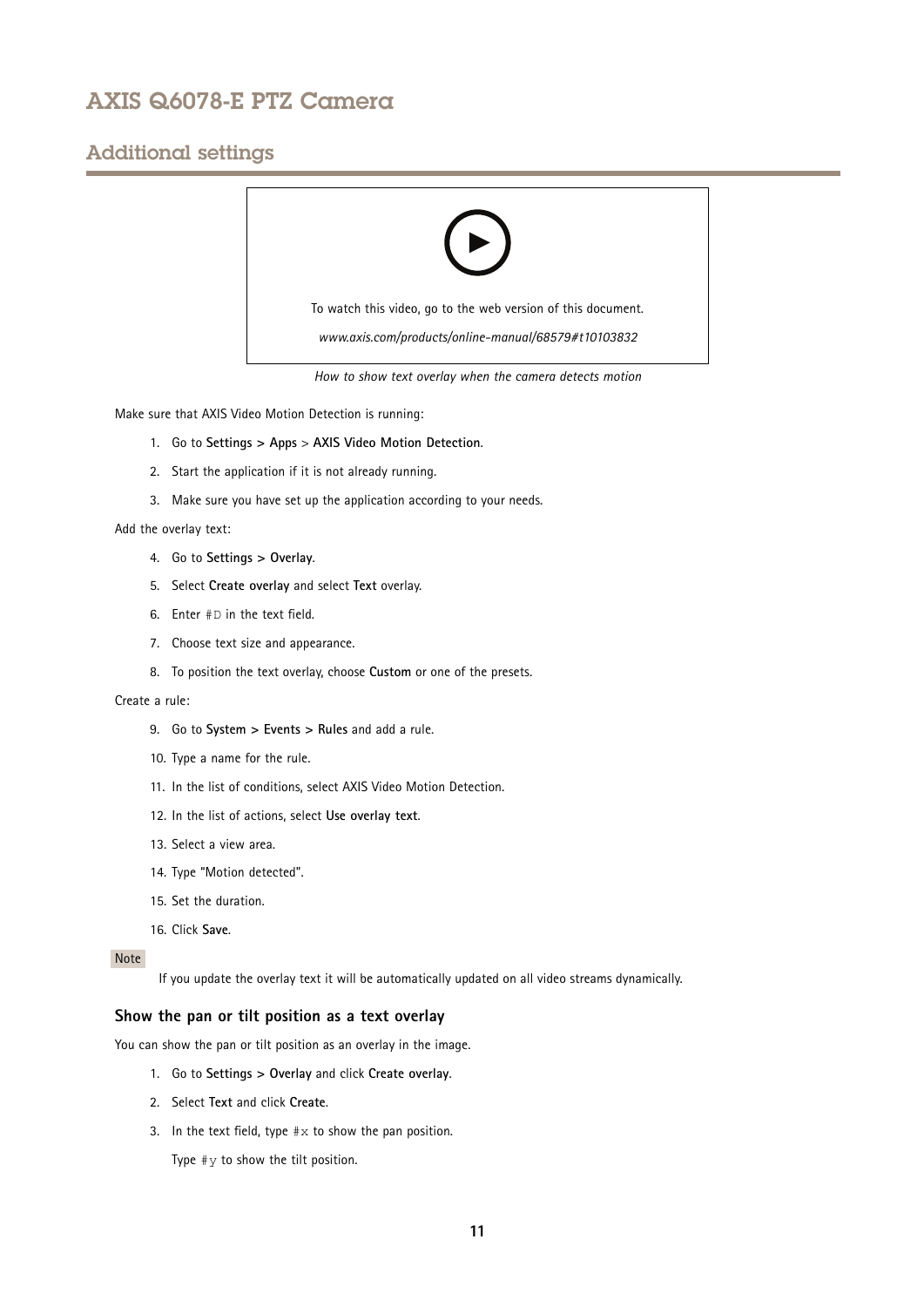## Additional settings

To watch this video, go to the web version of this document.

*www.axis.com/products/online-manual/68579#t10103832*

*How to show text overlay when the camera detects motion*

Make sure that AXIS Video Motion Detection is running:

1. Go to **Settings > Apps** > **AXIS Video Motion Detection**.
2. Start the application if it is not already running.
3. Make sure you have set up the application according to your needs.

Add the overlay text:

4. Go to **Settings > Overlay**.
5. Select **Create overlay** and select **Text** overlay.
6. Enter `#D` in the text field.
7. Choose text size and appearance.
8. To position the text overlay, choose **Custom** or one of the presets.

Create a rule:

9. Go to **System > Events > Rules** and add a rule.
10. Type a name for the rule.
11. In the list of conditions, select AXIS Video Motion Detection.
12. In the list of actions, select **Use overlay text**.
13. Select a view area.
14. Type "Motion detected".
15. Set the duration.
16. Click **Save**.

Note

If you update the overlay text it will be automatically updated on all video streams dynamically.

### Show the pan or tilt position as a text overlay

You can show the pan or tilt position as an overlay in the image.

1. Go to **Settings > Overlay** and click **Create overlay**.
2. Select **Text** and click **Create**.
3. In the text field, type `#x` to show the pan position.

   Type `#y` to show the tilt position.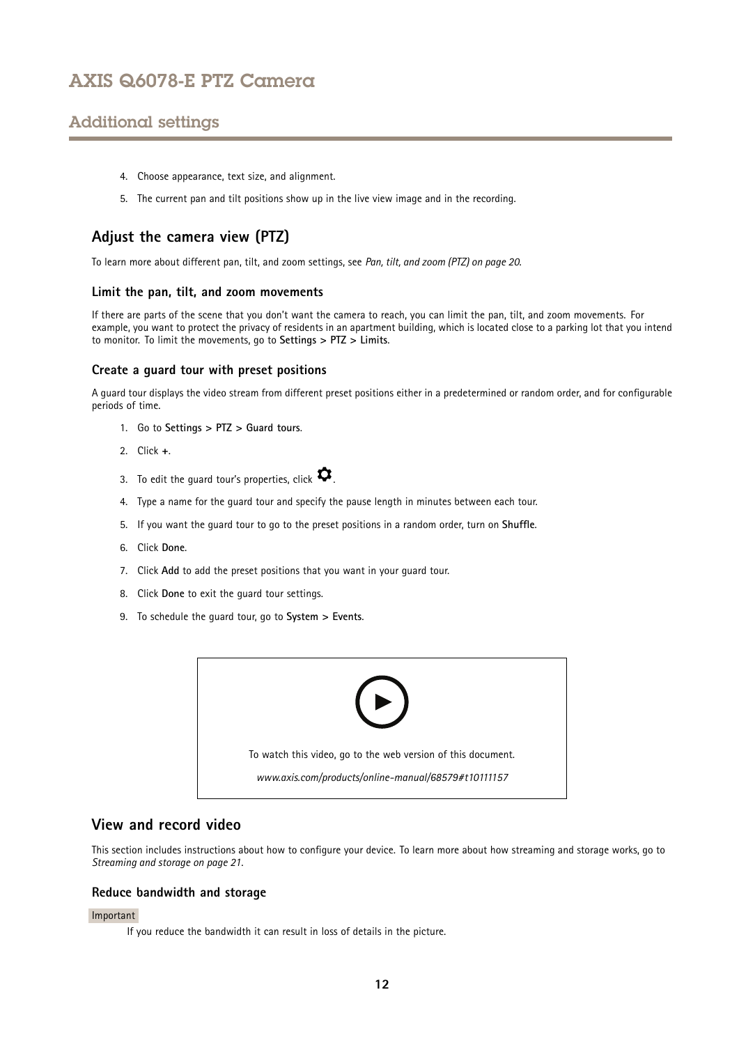4. Choose appearance, text size, and alignment.
5. The current pan and tilt positions show up in the live view image and in the recording.

## Adjust the camera view (PTZ)

To learn more about different pan, tilt, and zoom settings, see *Pan, tilt, and zoom (PTZ) on page 20*.

### Limit the pan, tilt, and zoom movements

If there are parts of the scene that you don't want the camera to reach, you can limit the pan, tilt, and zoom movements. For example, you want to protect the privacy of residents in an apartment building, which is located close to a parking lot that you intend to monitor. To limit the movements, go to **Settings > PTZ > Limits**.

### Create a guard tour with preset positions

A guard tour displays the video stream from different preset positions either in a predetermined or random order, and for configurable periods of time.

1. Go to **Settings > PTZ > Guard tours**.
2. Click **+**.
3. To edit the guard tour's properties, click ⚙.
4. Type a name for the guard tour and specify the pause length in minutes between each tour.
5. If you want the guard tour to go to the preset positions in a random order, turn on **Shuffle**.
6. Click **Done**.
7. Click **Add** to add the preset positions that you want in your guard tour.
8. Click **Done** to exit the guard tour settings.
9. To schedule the guard tour, go to **System > Events**.

To watch this video, go to the web version of this document.

*www.axis.com/products/online-manual/68579#t10111157*

## View and record video

This section includes instructions about how to configure your device. To learn more about how streaming and storage works, go to *Streaming and storage on page 21*.

### Reduce bandwidth and storage

Important

If you reduce the bandwidth it can result in loss of details in the picture.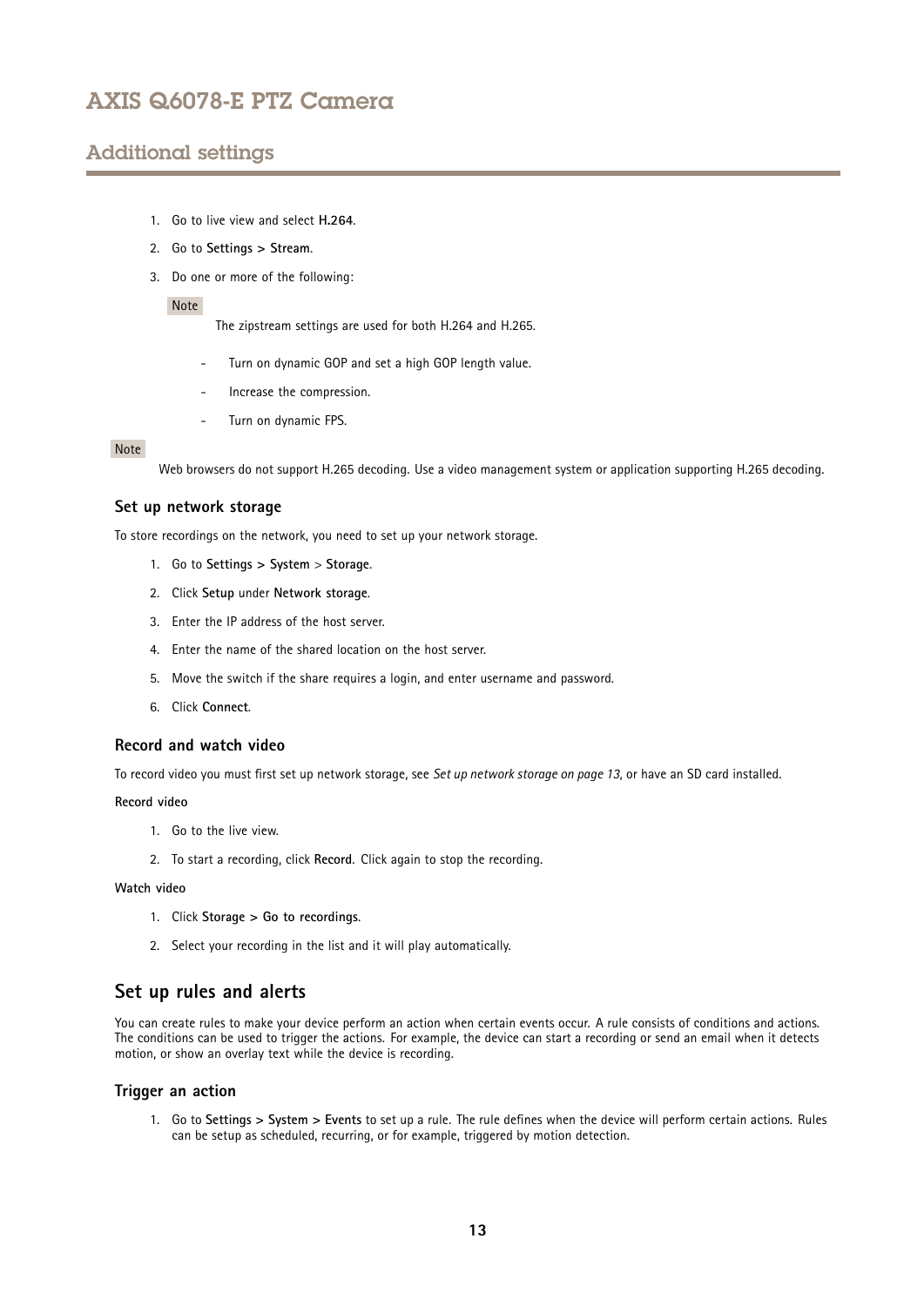## Additional settings

1. Go to live view and select **H.264**.
2. Go to **Settings > Stream**.
3. Do one or more of the following:

   Note

   The zipstream settings are used for both H.264 and H.265.

   - Turn on dynamic GOP and set a high GOP length value.
   - Increase the compression.
   - Turn on dynamic FPS.

Note

Web browsers do not support H.265 decoding. Use a video management system or application supporting H.265 decoding.

### Set up network storage

To store recordings on the network, you need to set up your network storage.

1. Go to **Settings > System** > **Storage**.
2. Click **Setup** under **Network storage**.
3. Enter the IP address of the host server.
4. Enter the name of the shared location on the host server.
5. Move the switch if the share requires a login, and enter username and password.
6. Click **Connect**.

### Record and watch video

To record video you must first set up network storage, see *Set up network storage on page 13*, or have an SD card installed.

**Record video**

1. Go to the live view.
2. To start a recording, click **Record**. Click again to stop the recording.

**Watch video**

1. Click **Storage > Go to recordings**.
2. Select your recording in the list and it will play automatically.

## Set up rules and alerts

You can create rules to make your device perform an action when certain events occur. A rule consists of conditions and actions. The conditions can be used to trigger the actions. For example, the device can start a recording or send an email when it detects motion, or show an overlay text while the device is recording.

### Trigger an action

1. Go to **Settings > System > Events** to set up a rule. The rule defines when the device will perform certain actions. Rules can be setup as scheduled, recurring, or for example, triggered by motion detection.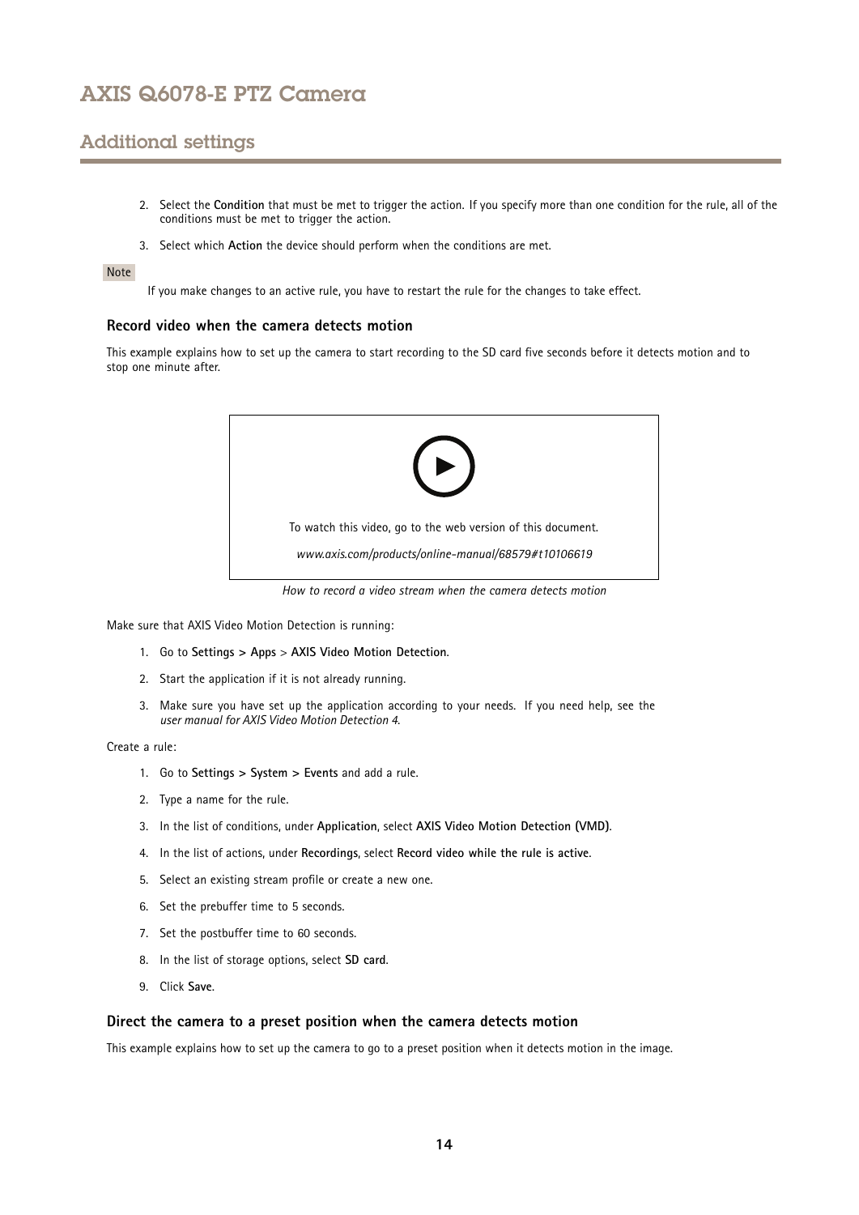## Additional settings

2. Select the **Condition** that must be met to trigger the action. If you specify more than one condition for the rule, all of the conditions must be met to trigger the action.
3. Select which **Action** the device should perform when the conditions are met.

Note

If you make changes to an active rule, you have to restart the rule for the changes to take effect.

### Record video when the camera detects motion

This example explains how to set up the camera to start recording to the SD card five seconds before it detects motion and to stop one minute after.

To watch this video, go to the web version of this document.

*www.axis.com/products/online-manual/68579#t10106619*

*How to record a video stream when the camera detects motion*

Make sure that AXIS Video Motion Detection is running:

1. Go to **Settings > Apps** > **AXIS Video Motion Detection**.
2. Start the application if it is not already running.
3. Make sure you have set up the application according to your needs. If you need help, see the *user manual for AXIS Video Motion Detection 4*.

Create a rule:

1. Go to **Settings > System > Events** and add a rule.
2. Type a name for the rule.
3. In the list of conditions, under **Application**, select **AXIS Video Motion Detection (VMD)**.
4. In the list of actions, under **Recordings**, select **Record video while the rule is active**.
5. Select an existing stream profile or create a new one.
6. Set the prebuffer time to 5 seconds.
7. Set the postbuffer time to 60 seconds.
8. In the list of storage options, select **SD card**.
9. Click **Save**.

### Direct the camera to a preset position when the camera detects motion

This example explains how to set up the camera to go to a preset position when it detects motion in the image.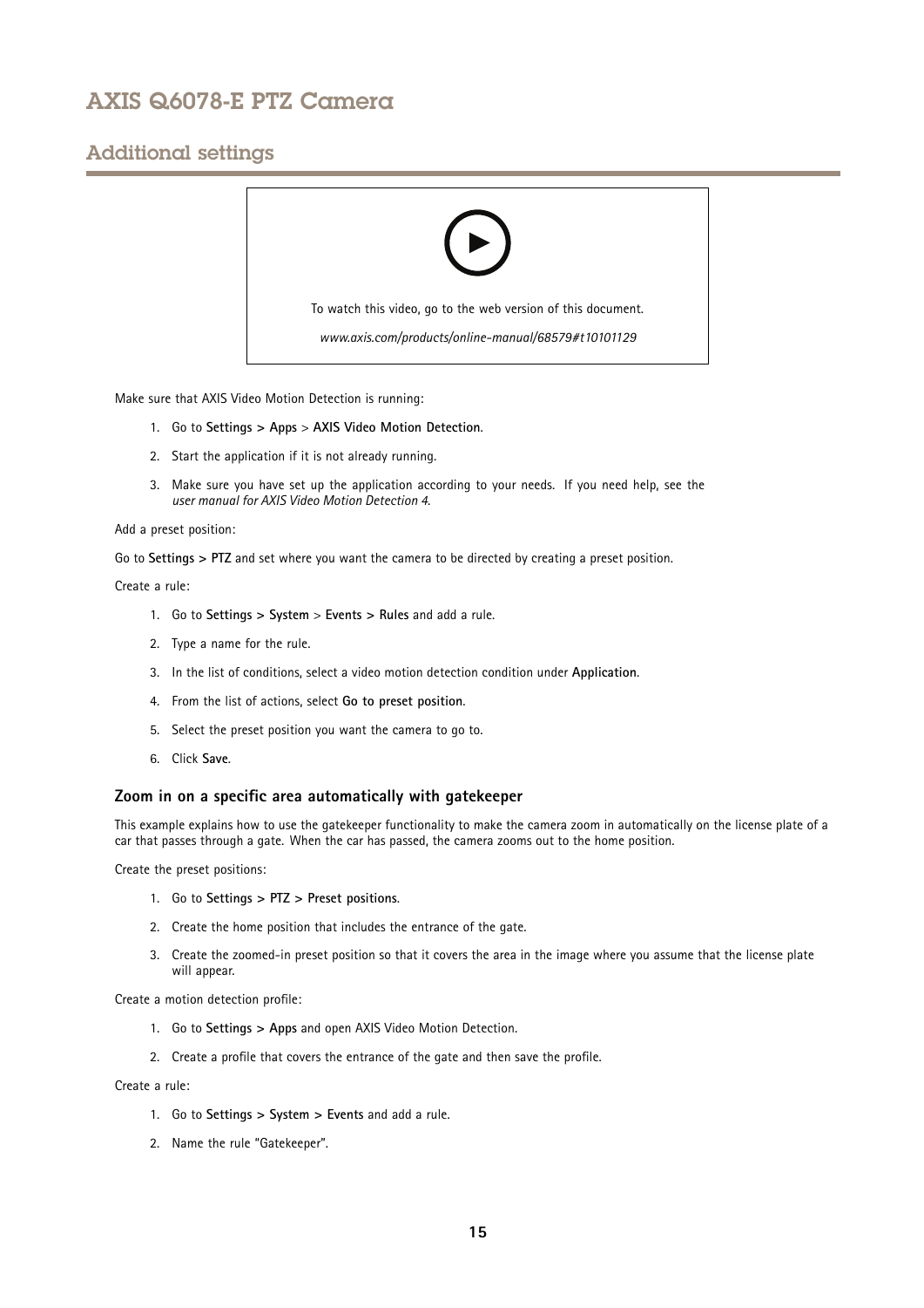To watch this video, go to the web version of this document.

*www.axis.com/products/online-manual/68579#t10101129*

Make sure that AXIS Video Motion Detection is running:

1. Go to **Settings > Apps** > **AXIS Video Motion Detection**.
2. Start the application if it is not already running.
3. Make sure you have set up the application according to your needs. If you need help, see the *user manual for AXIS Video Motion Detection 4*.

Add a preset position:

Go to **Settings > PTZ** and set where you want the camera to be directed by creating a preset position.

Create a rule:

1. Go to **Settings > System** > **Events > Rules** and add a rule.
2. Type a name for the rule.
3. In the list of conditions, select a video motion detection condition under **Application**.
4. From the list of actions, select **Go to preset position**.
5. Select the preset position you want the camera to go to.
6. Click **Save**.

### Zoom in on a specific area automatically with gatekeeper

This example explains how to use the gatekeeper functionality to make the camera zoom in automatically on the license plate of a car that passes through a gate. When the car has passed, the camera zooms out to the home position.

Create the preset positions:

1. Go to **Settings > PTZ > Preset positions**.
2. Create the home position that includes the entrance of the gate.
3. Create the zoomed-in preset position so that it covers the area in the image where you assume that the license plate will appear.

Create a motion detection profile:

1. Go to **Settings > Apps** and open AXIS Video Motion Detection.
2. Create a profile that covers the entrance of the gate and then save the profile.

Create a rule:

1. Go to **Settings > System > Events** and add a rule.
2. Name the rule "Gatekeeper".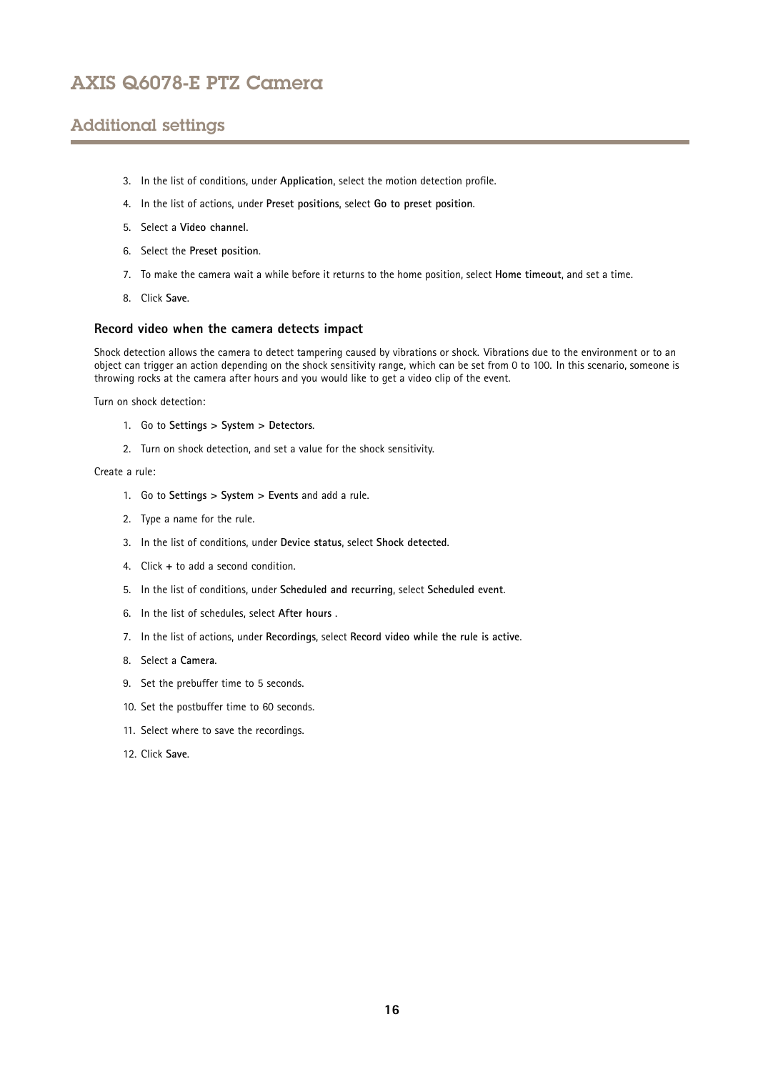3. In the list of conditions, under **Application**, select the motion detection profile.
4. In the list of actions, under **Preset positions**, select **Go to preset position**.
5. Select a **Video channel**.
6. Select the **Preset position**.
7. To make the camera wait a while before it returns to the home position, select **Home timeout**, and set a time.
8. Click **Save**.

### Record video when the camera detects impact

Shock detection allows the camera to detect tampering caused by vibrations or shock. Vibrations due to the environment or to an object can trigger an action depending on the shock sensitivity range, which can be set from 0 to 100. In this scenario, someone is throwing rocks at the camera after hours and you would like to get a video clip of the event.

Turn on shock detection:

1. Go to **Settings > System > Detectors**.
2. Turn on shock detection, and set a value for the shock sensitivity.

Create a rule:

1. Go to **Settings > System > Events** and add a rule.
2. Type a name for the rule.
3. In the list of conditions, under **Device status**, select **Shock detected**.
4. Click **+** to add a second condition.
5. In the list of conditions, under **Scheduled and recurring**, select **Scheduled event**.
6. In the list of schedules, select **After hours** .
7. In the list of actions, under **Recordings**, select **Record video while the rule is active**.
8. Select a **Camera**.
9. Set the prebuffer time to 5 seconds.
10. Set the postbuffer time to 60 seconds.
11. Select where to save the recordings.
12. Click **Save**.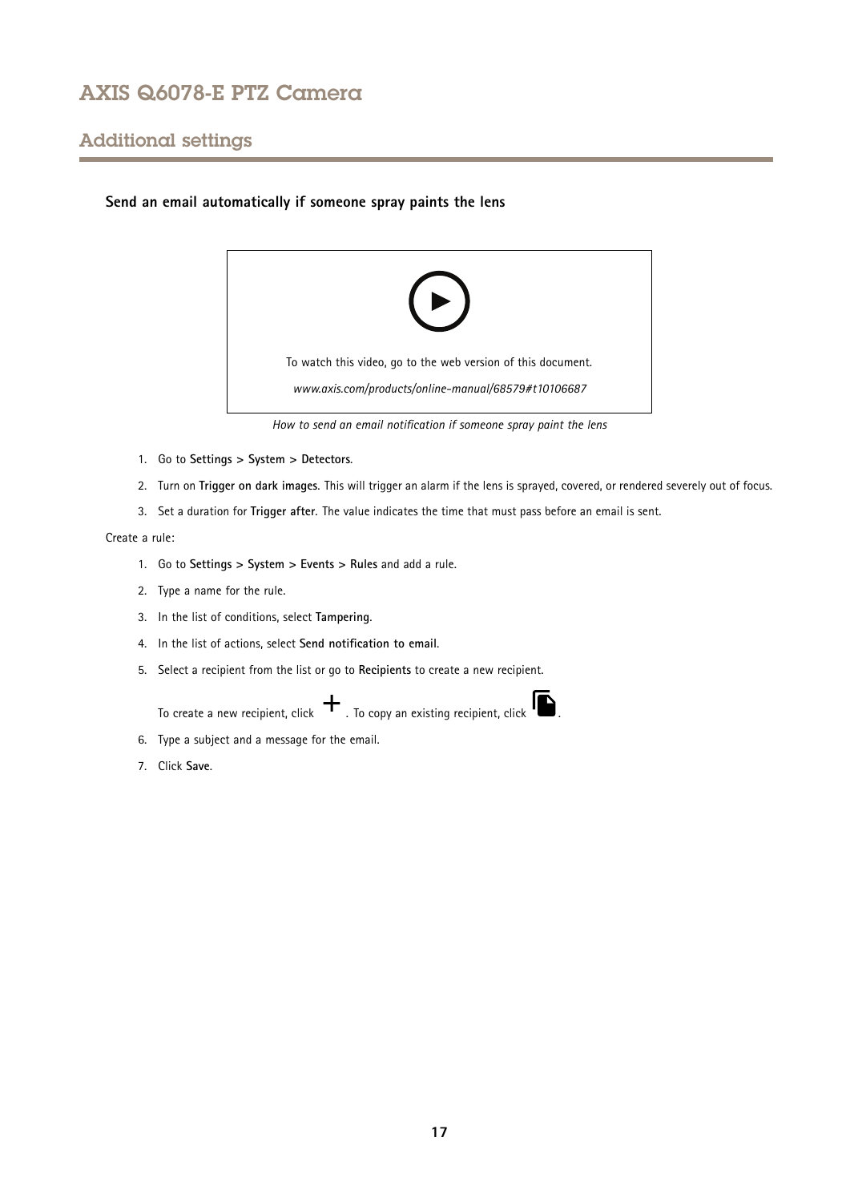## Additional settings

### Send an email automatically if someone spray paints the lens

To watch this video, go to the web version of this document.

*www.axis.com/products/online-manual/68579#t10106687*

*How to send an email notification if someone spray paint the lens*

1. Go to **Settings > System > Detectors**.
2. Turn on **Trigger on dark images**. This will trigger an alarm if the lens is sprayed, covered, or rendered severely out of focus.
3. Set a duration for **Trigger after**. The value indicates the time that must pass before an email is sent.

Create a rule:

1. Go to **Settings > System > Events > Rules** and add a rule.
2. Type a name for the rule.
3. In the list of conditions, select **Tampering**.
4. In the list of actions, select **Send notification to email**.
5. Select a recipient from the list or go to **Recipients** to create a new recipient.

   To create a new recipient, click +. To copy an existing recipient, click .
6. Type a subject and a message for the email.
7. Click **Save**.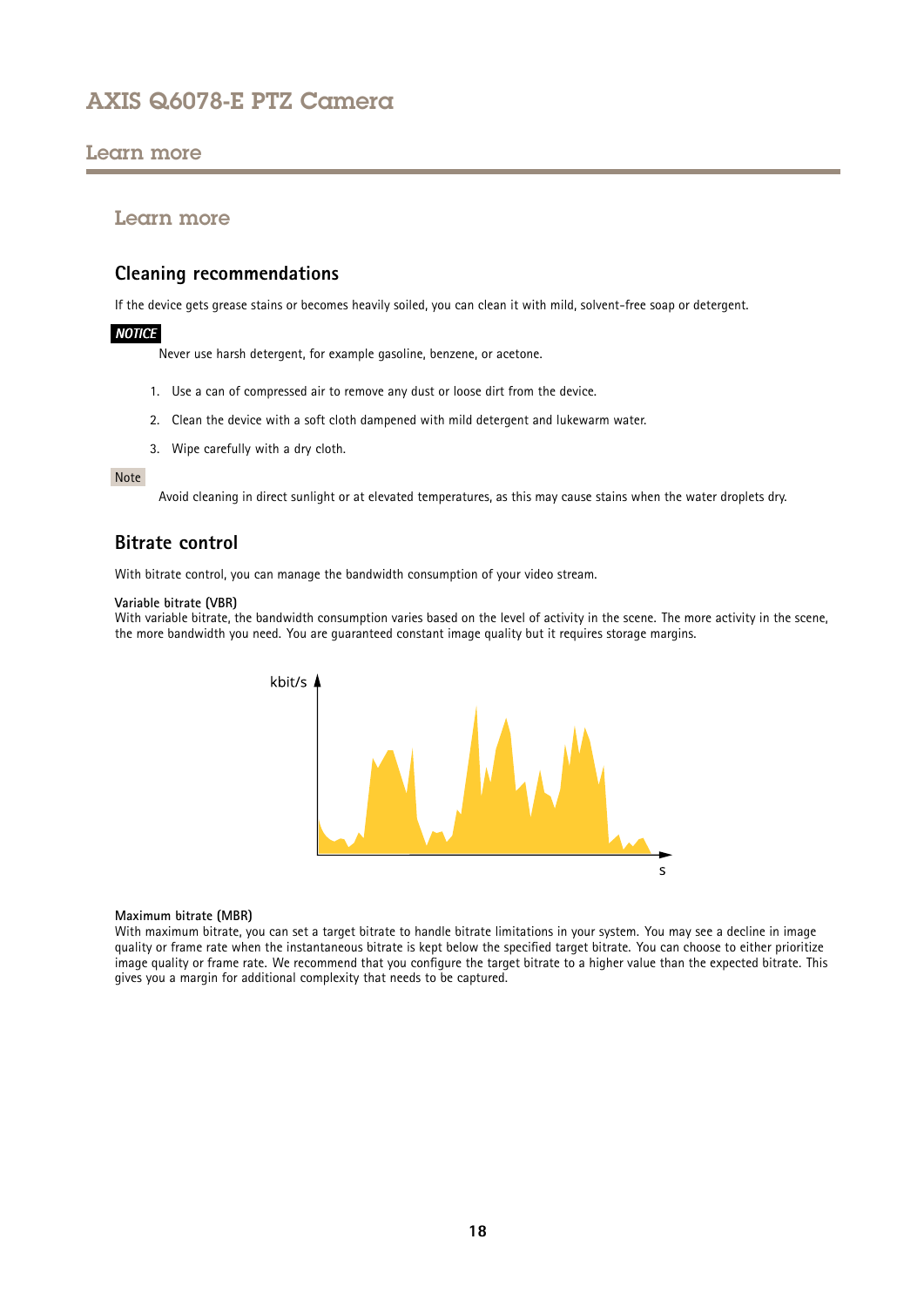## Learn more

### Cleaning recommendations

If the device gets grease stains or becomes heavily soiled, you can clean it with mild, solvent-free soap or detergent.

***NOTICE***

Never use harsh detergent, for example gasoline, benzene, or acetone.

1. Use a can of compressed air to remove any dust or loose dirt from the device.
2. Clean the device with a soft cloth dampened with mild detergent and lukewarm water.
3. Wipe carefully with a dry cloth.

Note

Avoid cleaning in direct sunlight or at elevated temperatures, as this may cause stains when the water droplets dry.

### Bitrate control

With bitrate control, you can manage the bandwidth consumption of your video stream.

**Variable bitrate (VBR)**
With variable bitrate, the bandwidth consumption varies based on the level of activity in the scene. The more activity in the scene, the more bandwidth you need. You are guaranteed constant image quality but it requires storage margins.

kbit/s

s

**Maximum bitrate (MBR)**
With maximum bitrate, you can set a target bitrate to handle bitrate limitations in your system. You may see a decline in image quality or frame rate when the instantaneous bitrate is kept below the specified target bitrate. You can choose to either prioritize image quality or frame rate. We recommend that you configure the target bitrate to a higher value than the expected bitrate. This gives you a margin for additional complexity that needs to be captured.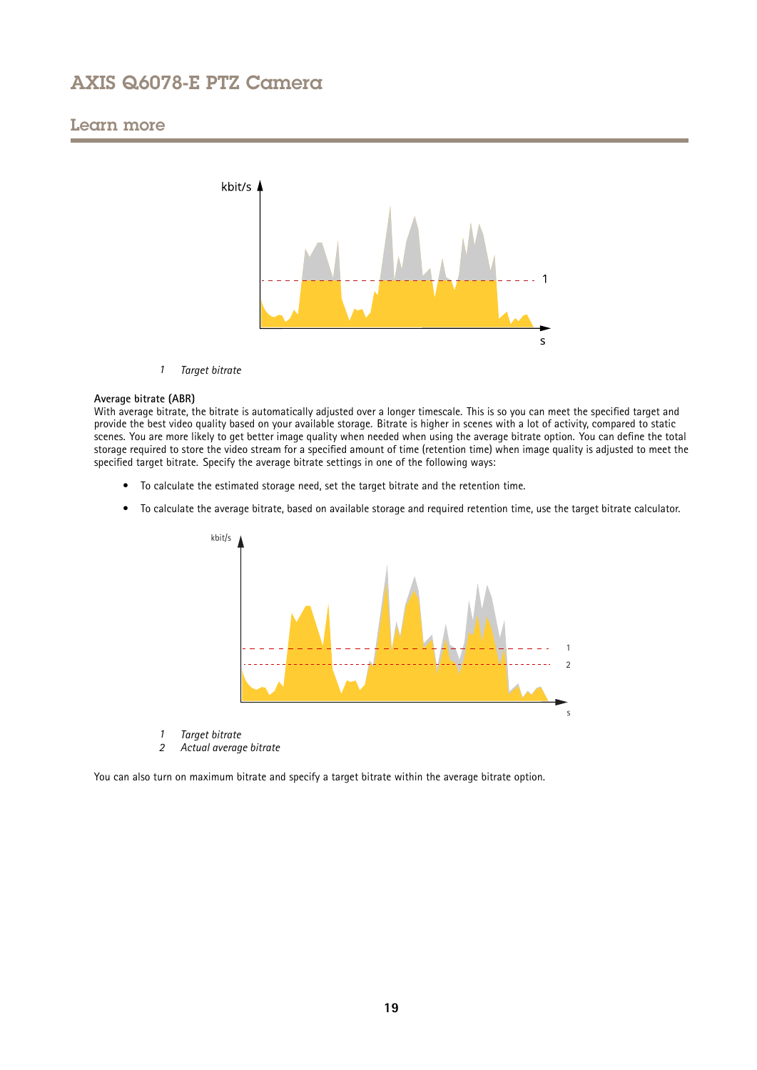1 *Target bitrate*

**Average bitrate (ABR)**

With average bitrate, the bitrate is automatically adjusted over a longer timescale. This is so you can meet the specified target and provide the best video quality based on your available storage. Bitrate is higher in scenes with a lot of activity, compared to static scenes. You are more likely to get better image quality when needed when using the average bitrate option. You can define the total storage required to store the video stream for a specified amount of time (retention time) when image quality is adjusted to meet the specified target bitrate. Specify the average bitrate settings in one of the following ways:

- To calculate the estimated storage need, set the target bitrate and the retention time.
- To calculate the average bitrate, based on available storage and required retention time, use the target bitrate calculator.

1 *Target bitrate*
2 *Actual average bitrate*

You can also turn on maximum bitrate and specify a target bitrate within the average bitrate option.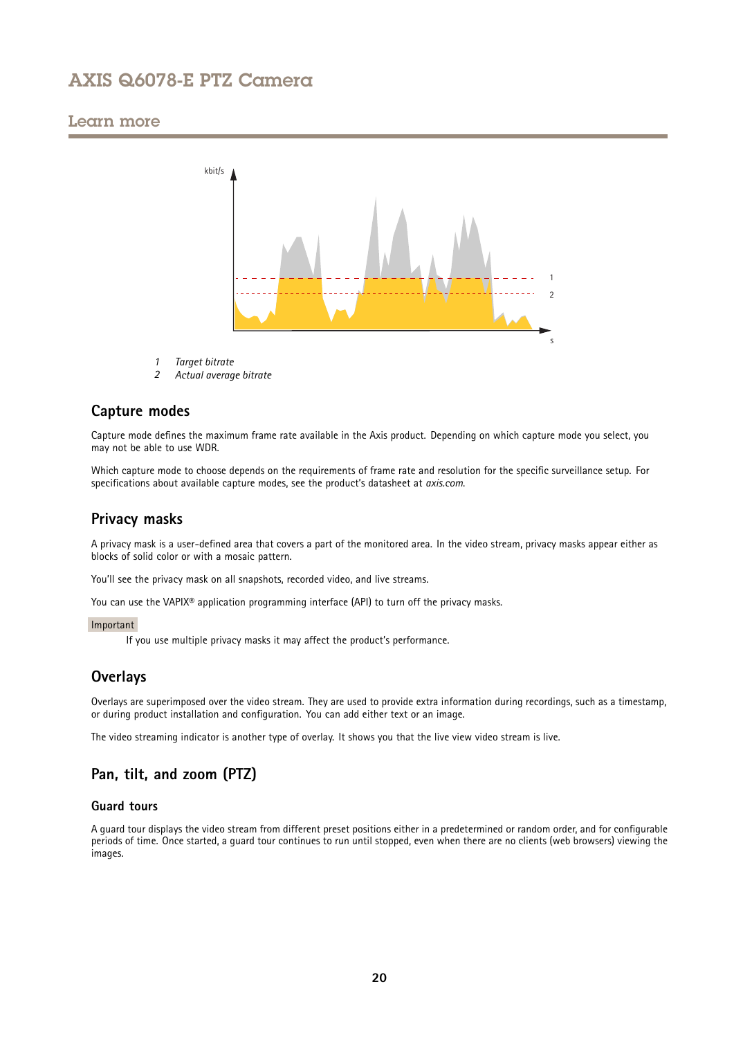1 *Target bitrate*
2 *Actual average bitrate*

### Capture modes

Capture mode defines the maximum frame rate available in the Axis product. Depending on which capture mode you select, you may not be able to use WDR.

Which capture mode to choose depends on the requirements of frame rate and resolution for the specific surveillance setup. For specifications about available capture modes, see the product's datasheet at *axis.com*.

### Privacy masks

A privacy mask is a user-defined area that covers a part of the monitored area. In the video stream, privacy masks appear either as blocks of solid color or with a mosaic pattern.

You'll see the privacy mask on all snapshots, recorded video, and live streams.

You can use the VAPIX® application programming interface (API) to turn off the privacy masks.

Important

If you use multiple privacy masks it may affect the product's performance.

### Overlays

Overlays are superimposed over the video stream. They are used to provide extra information during recordings, such as a timestamp, or during product installation and configuration. You can add either text or an image.

The video streaming indicator is another type of overlay. It shows you that the live view video stream is live.

### Pan, tilt, and zoom (PTZ)

#### Guard tours

A guard tour displays the video stream from different preset positions either in a predetermined or random order, and for configurable periods of time. Once started, a guard tour continues to run until stopped, even when there are no clients (web browsers) viewing the images.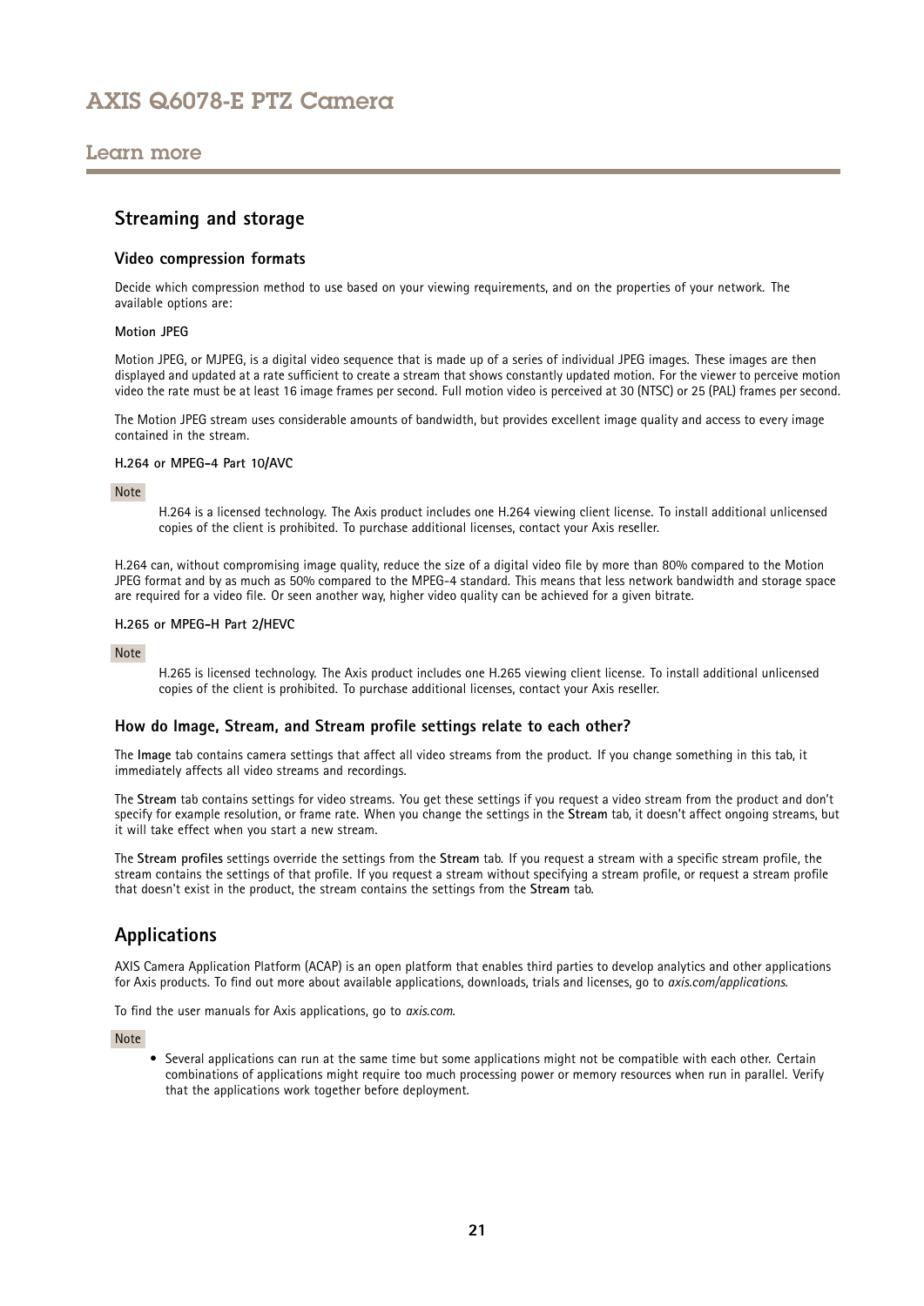## Streaming and storage

### Video compression formats

Decide which compression method to use based on your viewing requirements, and on the properties of your network. The available options are:

#### Motion JPEG

Motion JPEG, or MJPEG, is a digital video sequence that is made up of a series of individual JPEG images. These images are then displayed and updated at a rate sufficient to create a stream that shows constantly updated motion. For the viewer to perceive motion video the rate must be at least 16 image frames per second. Full motion video is perceived at 30 (NTSC) or 25 (PAL) frames per second.

The Motion JPEG stream uses considerable amounts of bandwidth, but provides excellent image quality and access to every image contained in the stream.

#### H.264 or MPEG-4 Part 10/AVC

Note

H.264 is a licensed technology. The Axis product includes one H.264 viewing client license. To install additional unlicensed copies of the client is prohibited. To purchase additional licenses, contact your Axis reseller.

H.264 can, without compromising image quality, reduce the size of a digital video file by more than 80% compared to the Motion JPEG format and by as much as 50% compared to the MPEG-4 standard. This means that less network bandwidth and storage space are required for a video file. Or seen another way, higher video quality can be achieved for a given bitrate.

#### H.265 or MPEG-H Part 2/HEVC

Note

H.265 is licensed technology. The Axis product includes one H.265 viewing client license. To install additional unlicensed copies of the client is prohibited. To purchase additional licenses, contact your Axis reseller.

### How do Image, Stream, and Stream profile settings relate to each other?

The **Image** tab contains camera settings that affect all video streams from the product. If you change something in this tab, it immediately affects all video streams and recordings.

The **Stream** tab contains settings for video streams. You get these settings if you request a video stream from the product and don't specify for example resolution, or frame rate. When you change the settings in the **Stream** tab, it doesn't affect ongoing streams, but it will take effect when you start a new stream.

The **Stream profiles** settings override the settings from the **Stream** tab. If you request a stream with a specific stream profile, the stream contains the settings of that profile. If you request a stream without specifying a stream profile, or request a stream profile that doesn't exist in the product, the stream contains the settings from the **Stream** tab.

## Applications

AXIS Camera Application Platform (ACAP) is an open platform that enables third parties to develop analytics and other applications for Axis products. To find out more about available applications, downloads, trials and licenses, go to *axis.com/applications*.

To find the user manuals for Axis applications, go to *axis.com*.

Note

- Several applications can run at the same time but some applications might not be compatible with each other. Certain combinations of applications might require too much processing power or memory resources when run in parallel. Verify that the applications work together before deployment.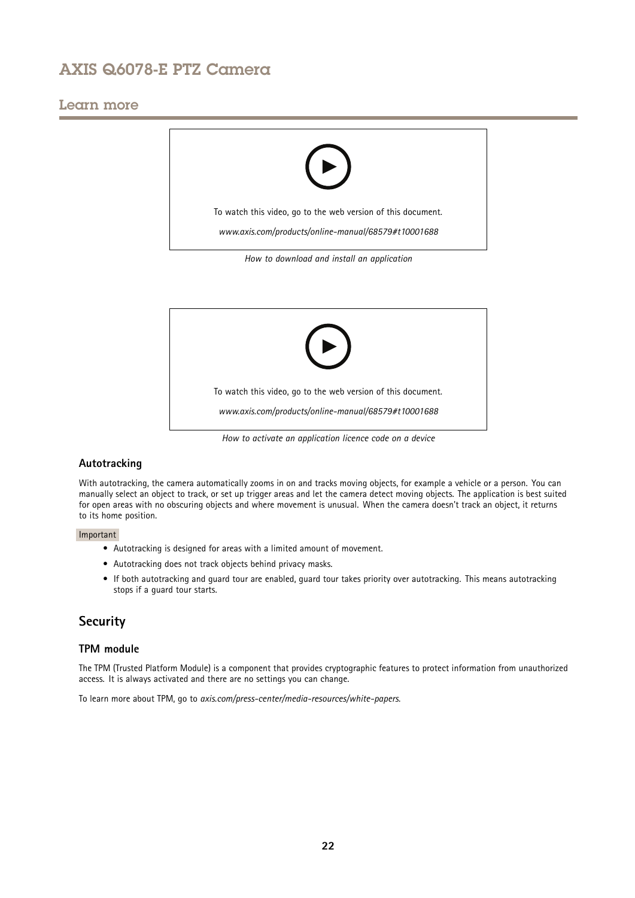To watch this video, go to the web version of this document.

*www.axis.com/products/online-manual/68579#t10001688*

*How to download and install an application*

To watch this video, go to the web version of this document.

*www.axis.com/products/online-manual/68579#t10001688*

*How to activate an application licence code on a device*

### Autotracking

With autotracking, the camera automatically zooms in on and tracks moving objects, for example a vehicle or a person. You can manually select an object to track, or set up trigger areas and let the camera detect moving objects. The application is best suited for open areas with no obscuring objects and where movement is unusual. When the camera doesn't track an object, it returns to its home position.

Important

- Autotracking is designed for areas with a limited amount of movement.
- Autotracking does not track objects behind privacy masks.
- If both autotracking and guard tour are enabled, guard tour takes priority over autotracking. This means autotracking stops if a guard tour starts.

## Security

### TPM module

The TPM (Trusted Platform Module) is a component that provides cryptographic features to protect information from unauthorized access. It is always activated and there are no settings you can change.

To learn more about TPM, go to *axis.com/press-center/media-resources/white-papers*.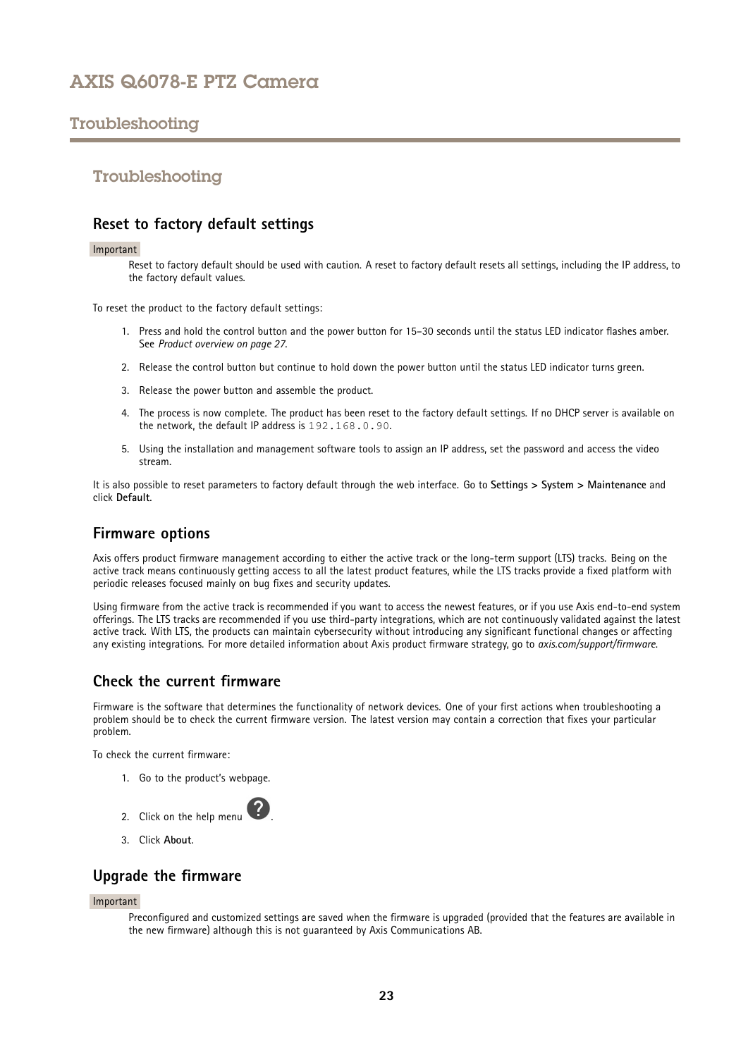## Troubleshooting

### Reset to factory default settings

Important

Reset to factory default should be used with caution. A reset to factory default resets all settings, including the IP address, to the factory default values.

To reset the product to the factory default settings:

1. Press and hold the control button and the power button for 15–30 seconds until the status LED indicator flashes amber. See *Product overview on page 27*.
2. Release the control button but continue to hold down the power button until the status LED indicator turns green.
3. Release the power button and assemble the product.
4. The process is now complete. The product has been reset to the factory default settings. If no DHCP server is available on the network, the default IP address is `192.168.0.90`.
5. Using the installation and management software tools to assign an IP address, set the password and access the video stream.

It is also possible to reset parameters to factory default through the web interface. Go to **Settings > System > Maintenance** and click **Default**.

### Firmware options

Axis offers product firmware management according to either the active track or the long-term support (LTS) tracks. Being on the active track means continuously getting access to all the latest product features, while the LTS tracks provide a fixed platform with periodic releases focused mainly on bug fixes and security updates.

Using firmware from the active track is recommended if you want to access the newest features, or if you use Axis end-to-end system offerings. The LTS tracks are recommended if you use third-party integrations, which are not continuously validated against the latest active track. With LTS, the products can maintain cybersecurity without introducing any significant functional changes or affecting any existing integrations. For more detailed information about Axis product firmware strategy, go to *axis.com/support/firmware*.

### Check the current firmware

Firmware is the software that determines the functionality of network devices. One of your first actions when troubleshooting a problem should be to check the current firmware version. The latest version may contain a correction that fixes your particular problem.

To check the current firmware:

1. Go to the product's webpage.
2. Click on the help menu ?.
3. Click **About**.

### Upgrade the firmware

Important

Preconfigured and customized settings are saved when the firmware is upgraded (provided that the features are available in the new firmware) although this is not guaranteed by Axis Communications AB.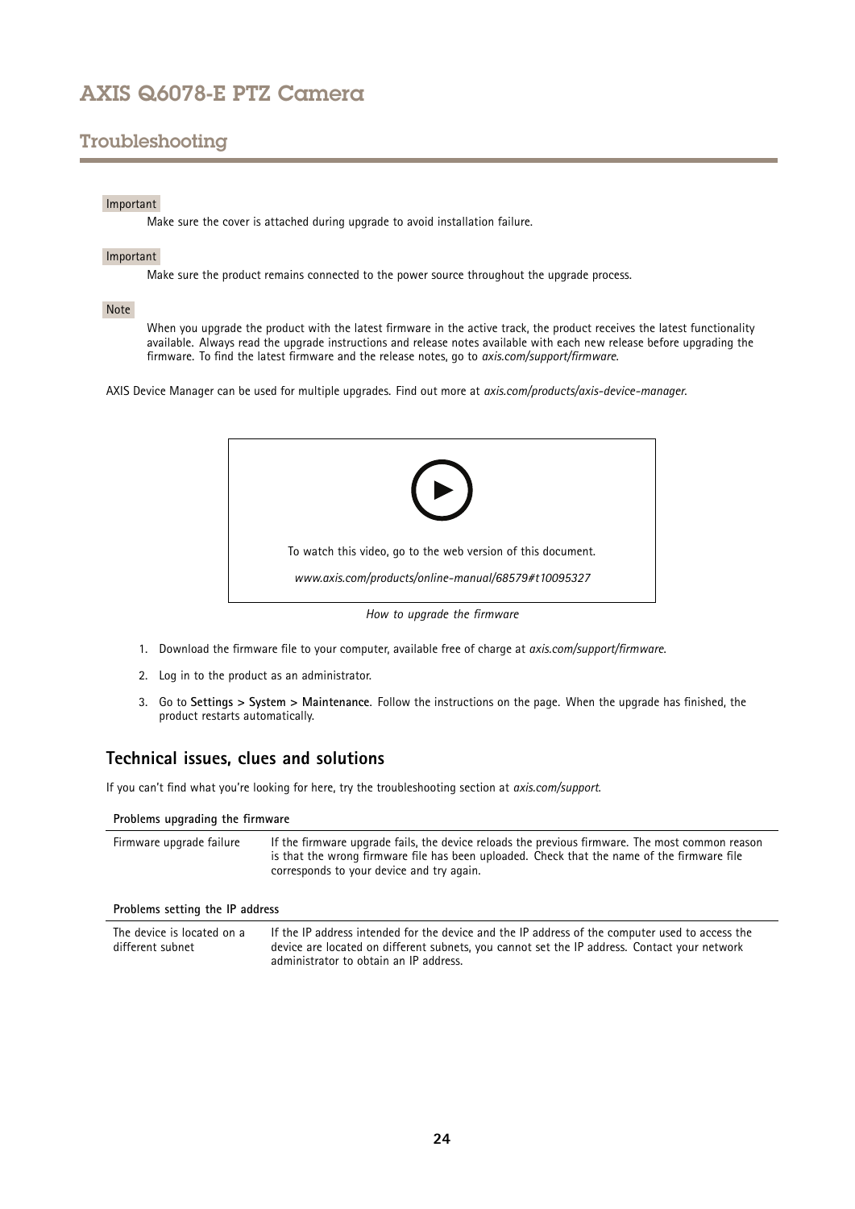## Troubleshooting

Important

Make sure the cover is attached during upgrade to avoid installation failure.

Important

Make sure the product remains connected to the power source throughout the upgrade process.

Note

When you upgrade the product with the latest firmware in the active track, the product receives the latest functionality available. Always read the upgrade instructions and release notes available with each new release before upgrading the firmware. To find the latest firmware and the release notes, go to *axis.com/support/firmware*.

AXIS Device Manager can be used for multiple upgrades. Find out more at *axis.com/products/axis-device-manager*.

To watch this video, go to the web version of this document.

*www.axis.com/products/online-manual/68579#t10095327*

*How to upgrade the firmware*

1. Download the firmware file to your computer, available free of charge at *axis.com/support/firmware*.
2. Log in to the product as an administrator.
3. Go to **Settings > System > Maintenance**. Follow the instructions on the page. When the upgrade has finished, the product restarts automatically.

## Technical issues, clues and solutions

If you can't find what you're looking for here, try the troubleshooting section at *axis.com/support*.

| **Problems upgrading the firmware** | |
|---|---|
| Firmware upgrade failure | If the firmware upgrade fails, the device reloads the previous firmware. The most common reason is that the wrong firmware file has been uploaded. Check that the name of the firmware file corresponds to your device and try again. |

| **Problems setting the IP address** | |
|---|---|
| The device is located on a different subnet | If the IP address intended for the device and the IP address of the computer used to access the device are located on different subnets, you cannot set the IP address. Contact your network administrator to obtain an IP address. |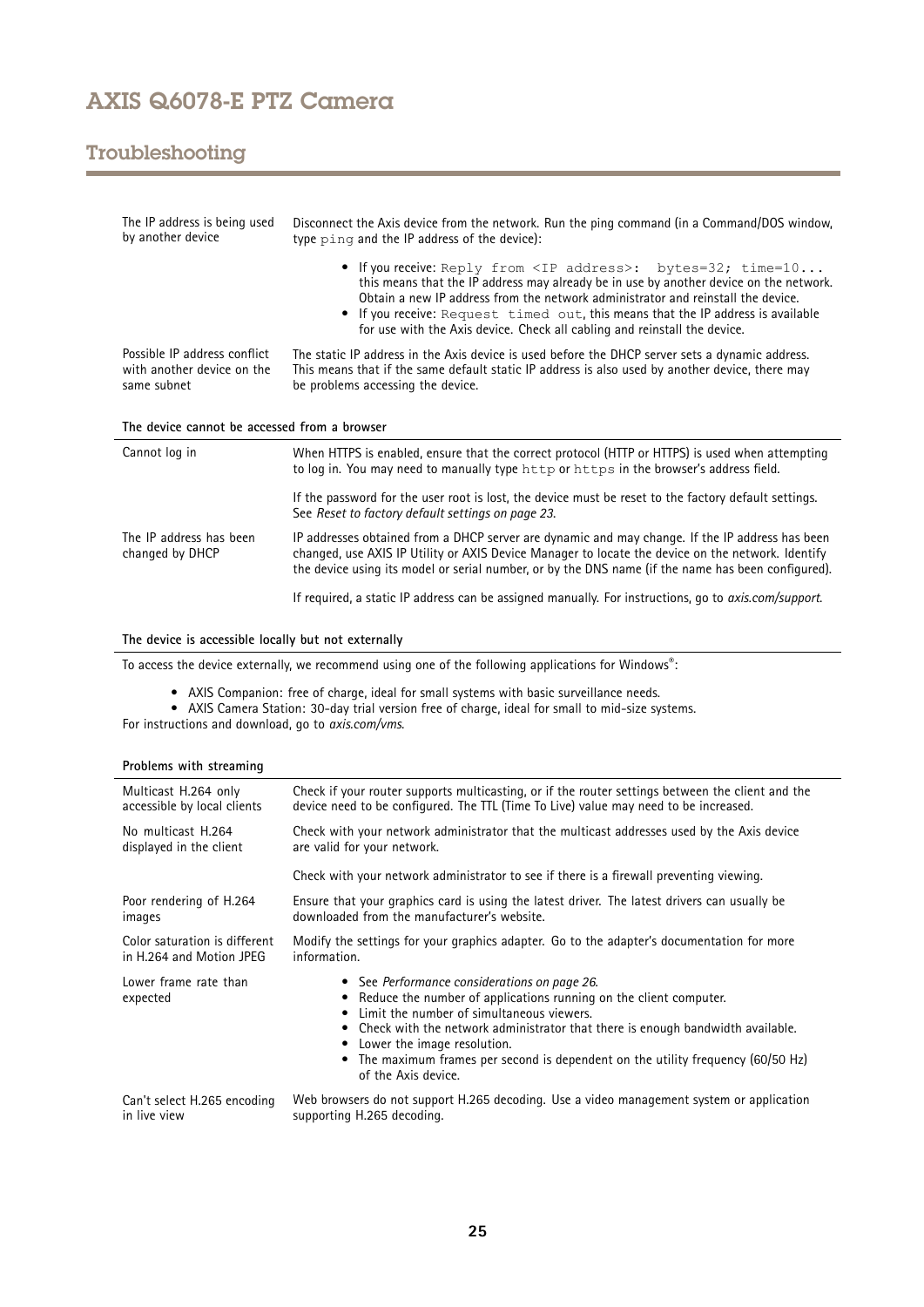| | |
|---|---|
| The IP address is being used by another device | Disconnect the Axis device from the network. Run the ping command (in a Command/DOS window, type `ping` and the IP address of the device):<br><br>• If you receive: `Reply from <IP address>: bytes=32; time=10...` this means that the IP address may already be in use by another device on the network. Obtain a new IP address from the network administrator and reinstall the device.<br>• If you receive: `Request timed out`, this means that the IP address is available for use with the Axis device. Check all cabling and reinstall the device. |
| Possible IP address conflict with another device on the same subnet | The static IP address in the Axis device is used before the DHCP server sets a dynamic address. This means that if the same default static IP address is also used by another device, there may be problems accessing the device. |

**The device cannot be accessed from a browser**

| | |
|---|---|
| Cannot log in | When HTTPS is enabled, ensure that the correct protocol (HTTP or HTTPS) is used when attempting to log in. You may need to manually type `http` or `https` in the browser's address field.<br><br>If the password for the user root is lost, the device must be reset to the factory default settings. See *Reset to factory default settings on page 23*. |
| The IP address has been changed by DHCP | IP addresses obtained from a DHCP server are dynamic and may change. If the IP address has been changed, use AXIS IP Utility or AXIS Device Manager to locate the device on the network. Identify the device using its model or serial number, or by the DNS name (if the name has been configured).<br><br>If required, a static IP address can be assigned manually. For instructions, go to *axis.com/support.* |

**The device is accessible locally but not externally**

To access the device externally, we recommend using one of the following applications for Windows®:

- AXIS Companion: free of charge, ideal for small systems with basic surveillance needs.
- AXIS Camera Station: 30-day trial version free of charge, ideal for small to mid-size systems.

For instructions and download, go to *axis.com/vms*.

**Problems with streaming**

| | |
|---|---|
| Multicast H.264 only accessible by local clients | Check if your router supports multicasting, or if the router settings between the client and the device need to be configured. The TTL (Time To Live) value may need to be increased. |
| No multicast H.264 displayed in the client | Check with your network administrator that the multicast addresses used by the Axis device are valid for your network.<br><br>Check with your network administrator to see if there is a firewall preventing viewing. |
| Poor rendering of H.264 images | Ensure that your graphics card is using the latest driver. The latest drivers can usually be downloaded from the manufacturer's website. |
| Color saturation is different in H.264 and Motion JPEG | Modify the settings for your graphics adapter. Go to the adapter's documentation for more information. |
| Lower frame rate than expected | • See *Performance considerations on page 26.*<br>• Reduce the number of applications running on the client computer.<br>• Limit the number of simultaneous viewers.<br>• Check with the network administrator that there is enough bandwidth available.<br>• Lower the image resolution.<br>• The maximum frames per second is dependent on the utility frequency (60/50 Hz) of the Axis device. |
| Can't select H.265 encoding in live view | Web browsers do not support H.265 decoding. Use a video management system or application supporting H.265 decoding. |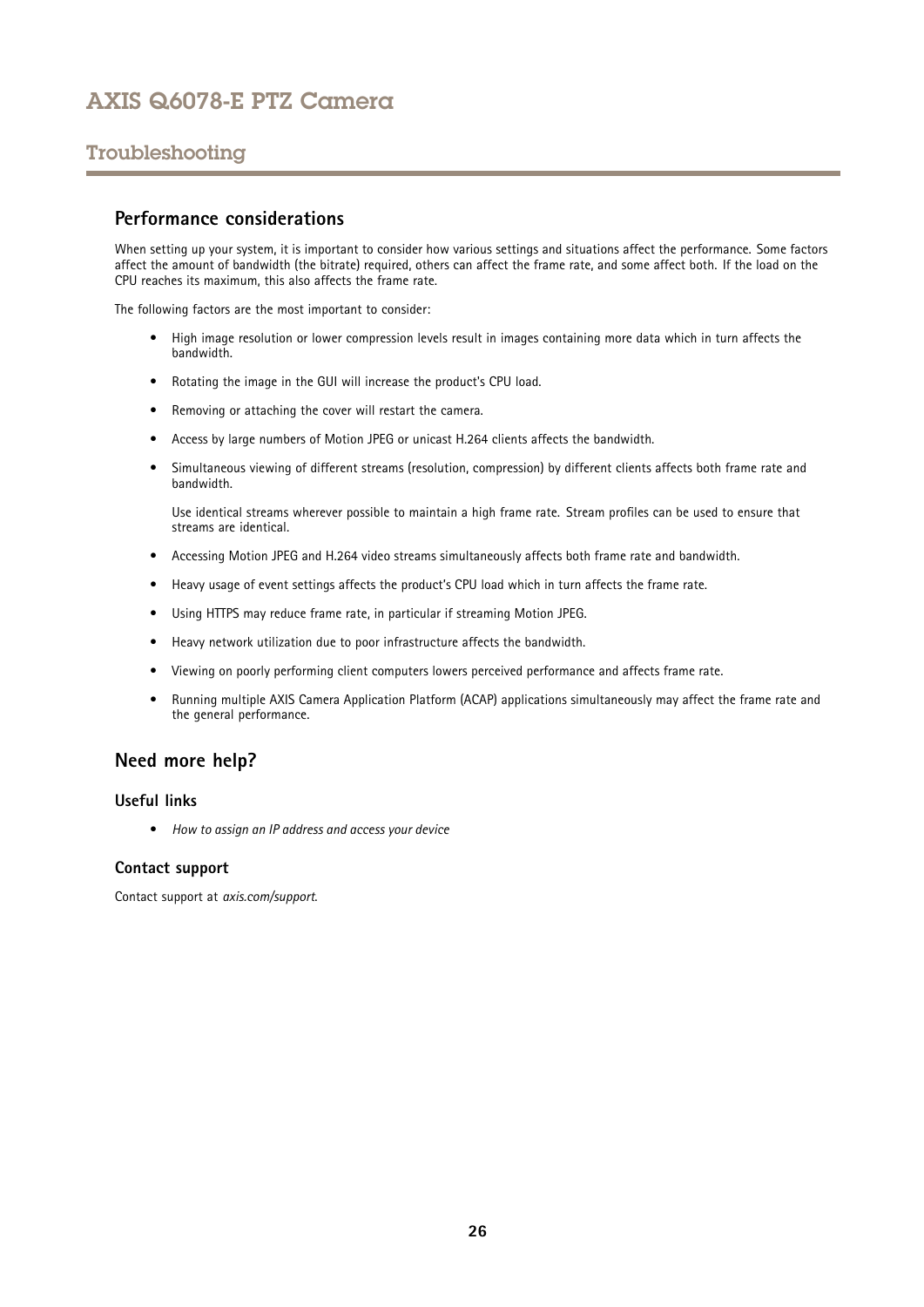## Performance considerations

When setting up your system, it is important to consider how various settings and situations affect the performance. Some factors affect the amount of bandwidth (the bitrate) required, others can affect the frame rate, and some affect both. If the load on the CPU reaches its maximum, this also affects the frame rate.

The following factors are the most important to consider:

- High image resolution or lower compression levels result in images containing more data which in turn affects the bandwidth.
- Rotating the image in the GUI will increase the product's CPU load.
- Removing or attaching the cover will restart the camera.
- Access by large numbers of Motion JPEG or unicast H.264 clients affects the bandwidth.
- Simultaneous viewing of different streams (resolution, compression) by different clients affects both frame rate and bandwidth.

  Use identical streams wherever possible to maintain a high frame rate. Stream profiles can be used to ensure that streams are identical.
- Accessing Motion JPEG and H.264 video streams simultaneously affects both frame rate and bandwidth.
- Heavy usage of event settings affects the product's CPU load which in turn affects the frame rate.
- Using HTTPS may reduce frame rate, in particular if streaming Motion JPEG.
- Heavy network utilization due to poor infrastructure affects the bandwidth.
- Viewing on poorly performing client computers lowers perceived performance and affects frame rate.
- Running multiple AXIS Camera Application Platform (ACAP) applications simultaneously may affect the frame rate and the general performance.

## Need more help?

### Useful links

- *How to assign an IP address and access your device*

### Contact support

Contact support at *axis.com/support*.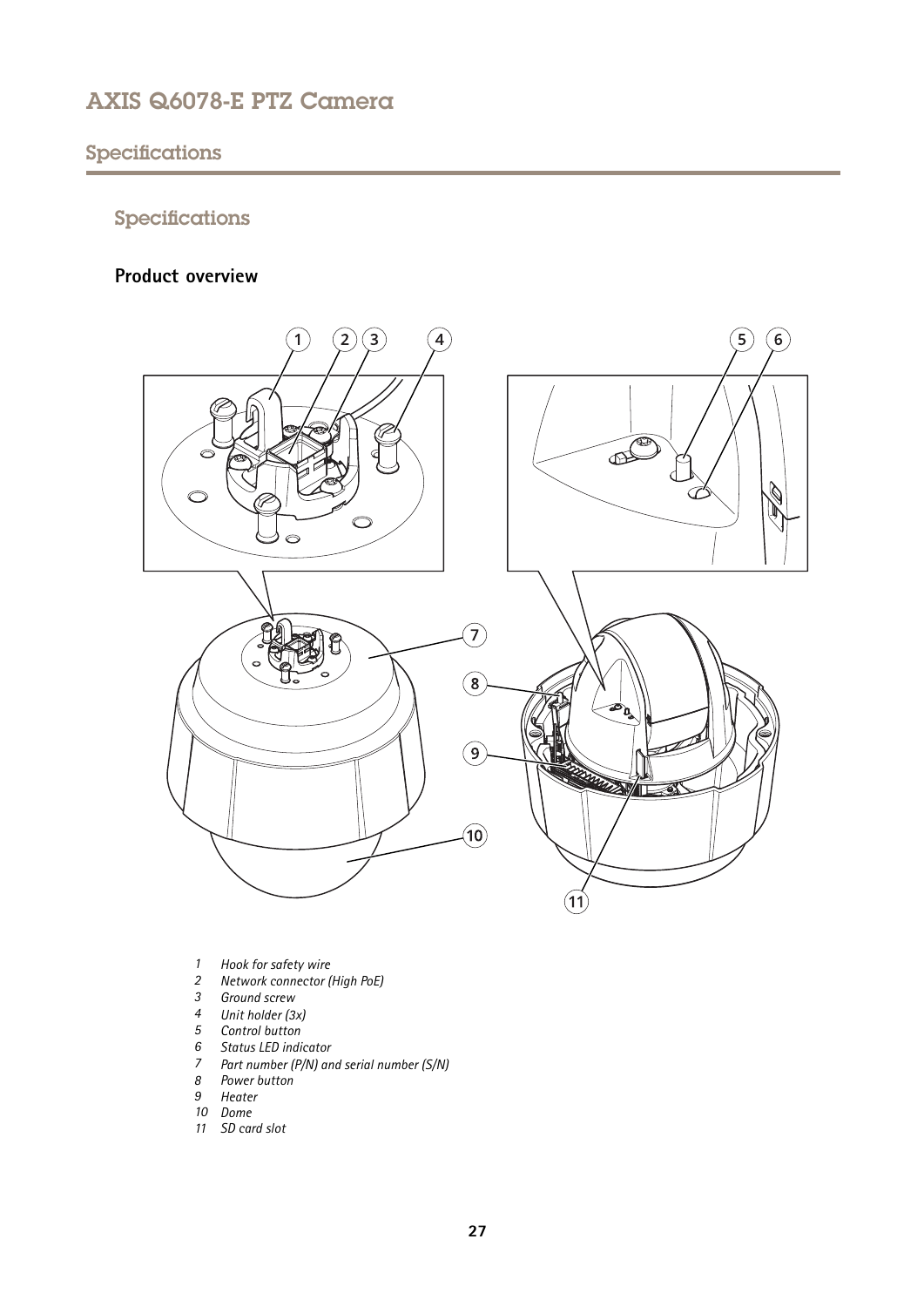# Specifications

## Specifications

### Product overview

*1 Hook for safety wire*
*2 Network connector (High PoE)*
*3 Ground screw*
*4 Unit holder (3x)*
*5 Control button*
*6 Status LED indicator*
*7 Part number (P/N) and serial number (S/N)*
*8 Power button*
*9 Heater*
*10 Dome*
*11 SD card slot*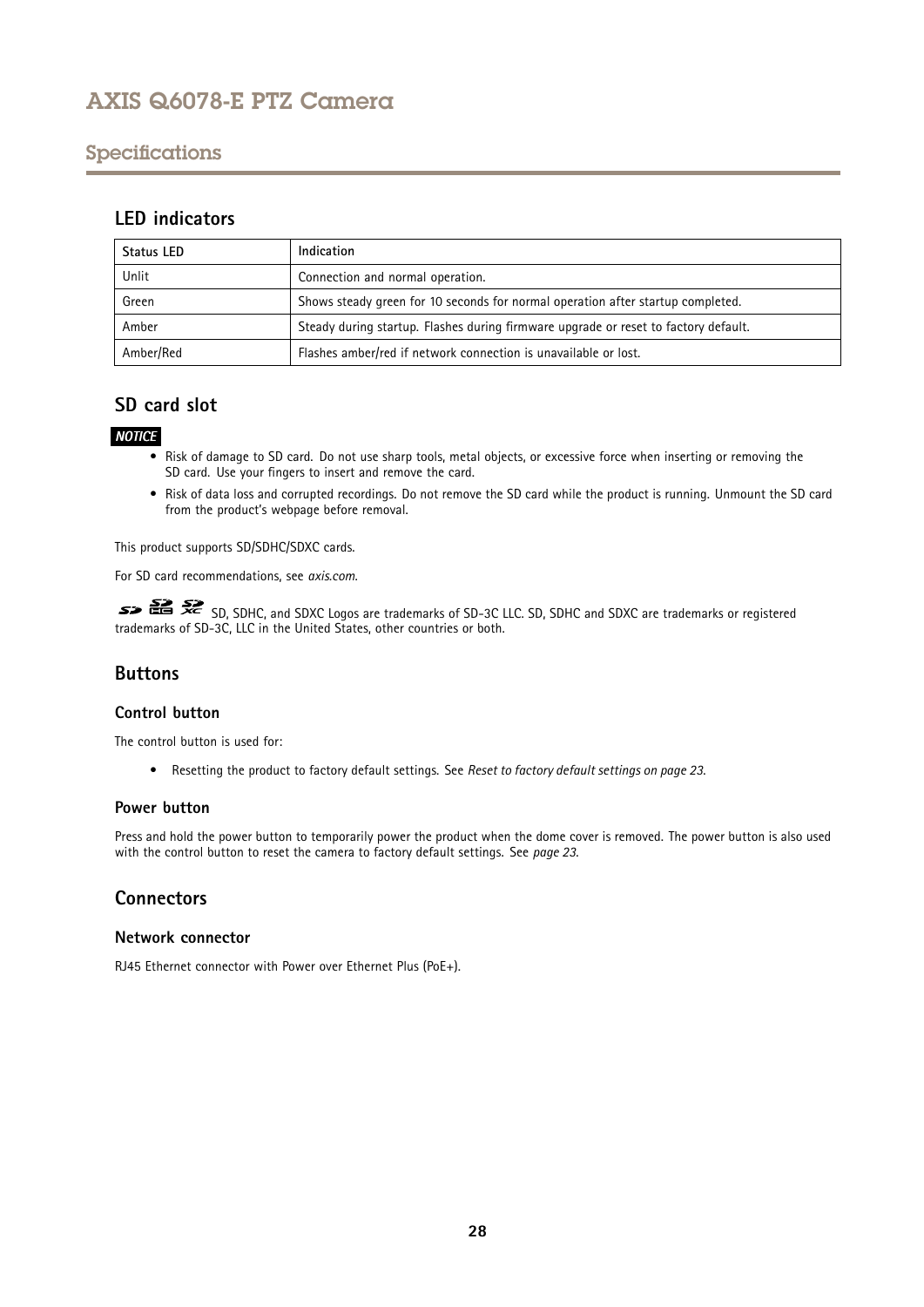## Specifications

### LED indicators

| Status LED | Indication |
| --- | --- |
| Unlit | Connection and normal operation. |
| Green | Shows steady green for 10 seconds for normal operation after startup completed. |
| Amber | Steady during startup. Flashes during firmware upgrade or reset to factory default. |
| Amber/Red | Flashes amber/red if network connection is unavailable or lost. |

### SD card slot

***NOTICE***

- Risk of damage to SD card. Do not use sharp tools, metal objects, or excessive force when inserting or removing the SD card. Use your fingers to insert and remove the card.
- Risk of data loss and corrupted recordings. Do not remove the SD card while the product is running. Unmount the SD card from the product's webpage before removal.

This product supports SD/SDHC/SDXC cards.

For SD card recommendations, see *axis.com*.

SD, SDHC, and SDXC Logos are trademarks of SD-3C LLC. SD, SDHC and SDXC are trademarks or registered trademarks of SD-3C, LLC in the United States, other countries or both.

### Buttons

#### Control button

The control button is used for:

- Resetting the product to factory default settings. See *Reset to factory default settings on page 23*.

#### Power button

Press and hold the power button to temporarily power the product when the dome cover is removed. The power button is also used with the control button to reset the camera to factory default settings. See *page 23*.

### Connectors

#### Network connector

RJ45 Ethernet connector with Power over Ethernet Plus (PoE+).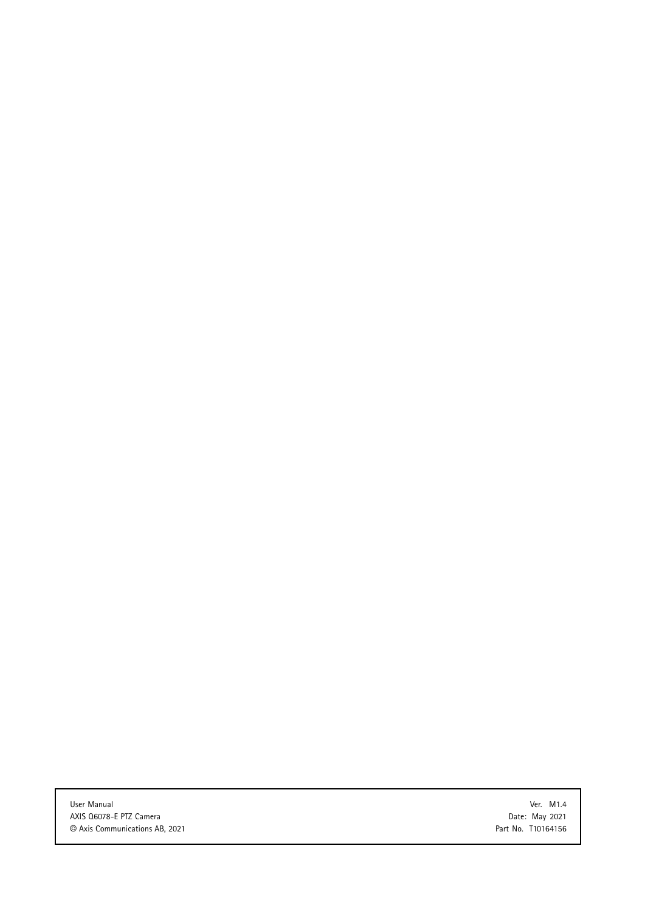| | |
|---|---|
| User Manual | Ver. M1.4 |
| AXIS Q6078-E PTZ Camera | Date: May 2021 |
| © Axis Communications AB, 2021 | Part No. T10164156 |